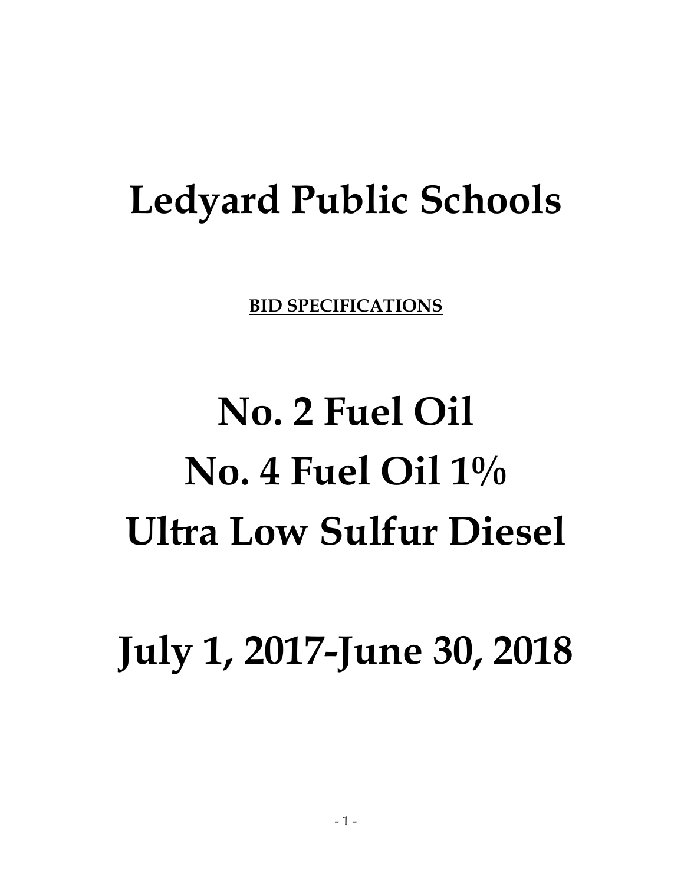# Ledyard Public Schools

**BID SPECIFICATIONS**

# No. 2 Fuel Oil
# No. 4 Fuel Oil 1%
# Ultra Low Sulfur Diesel

# July 1, 2017-June 30, 2018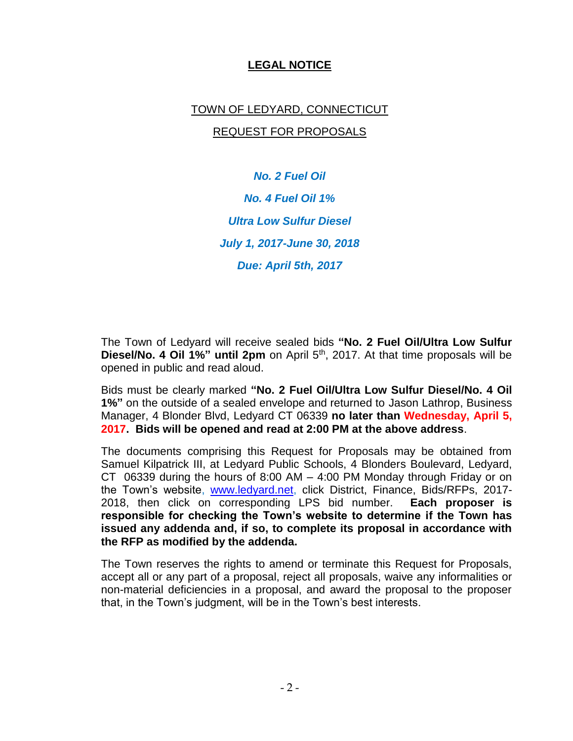# LEGAL NOTICE

## TOWN OF LEDYARD, CONNECTICUT

## REQUEST FOR PROPOSALS

***No. 2 Fuel Oil***

***No. 4 Fuel Oil 1%***

***Ultra Low Sulfur Diesel***

***July 1, 2017-June 30, 2018***

***Due: April 5th, 2017***

The Town of Ledyard will receive sealed bids **"No. 2 Fuel Oil/Ultra Low Sulfur Diesel/No. 4 Oil 1%" until 2pm** on April 5th, 2017. At that time proposals will be opened in public and read aloud.

Bids must be clearly marked **"No. 2 Fuel Oil/Ultra Low Sulfur Diesel/No. 4 Oil 1%"** on the outside of a sealed envelope and returned to Jason Lathrop, Business Manager, 4 Blonder Blvd, Ledyard CT 06339 **no later than Wednesday, April 5, 2017. Bids will be opened and read at 2:00 PM at the above address**.

The documents comprising this Request for Proposals may be obtained from Samuel Kilpatrick III, at Ledyard Public Schools, 4 Blonders Boulevard, Ledyard, CT 06339 during the hours of 8:00 AM – 4:00 PM Monday through Friday or on the Town's website, www.ledyard.net, click District, Finance, Bids/RFPs, 2017-2018, then click on corresponding LPS bid number. **Each proposer is responsible for checking the Town's website to determine if the Town has issued any addenda and, if so, to complete its proposal in accordance with the RFP as modified by the addenda.**

The Town reserves the rights to amend or terminate this Request for Proposals, accept all or any part of a proposal, reject all proposals, waive any informalities or non-material deficiencies in a proposal, and award the proposal to the proposer that, in the Town's judgment, will be in the Town's best interests.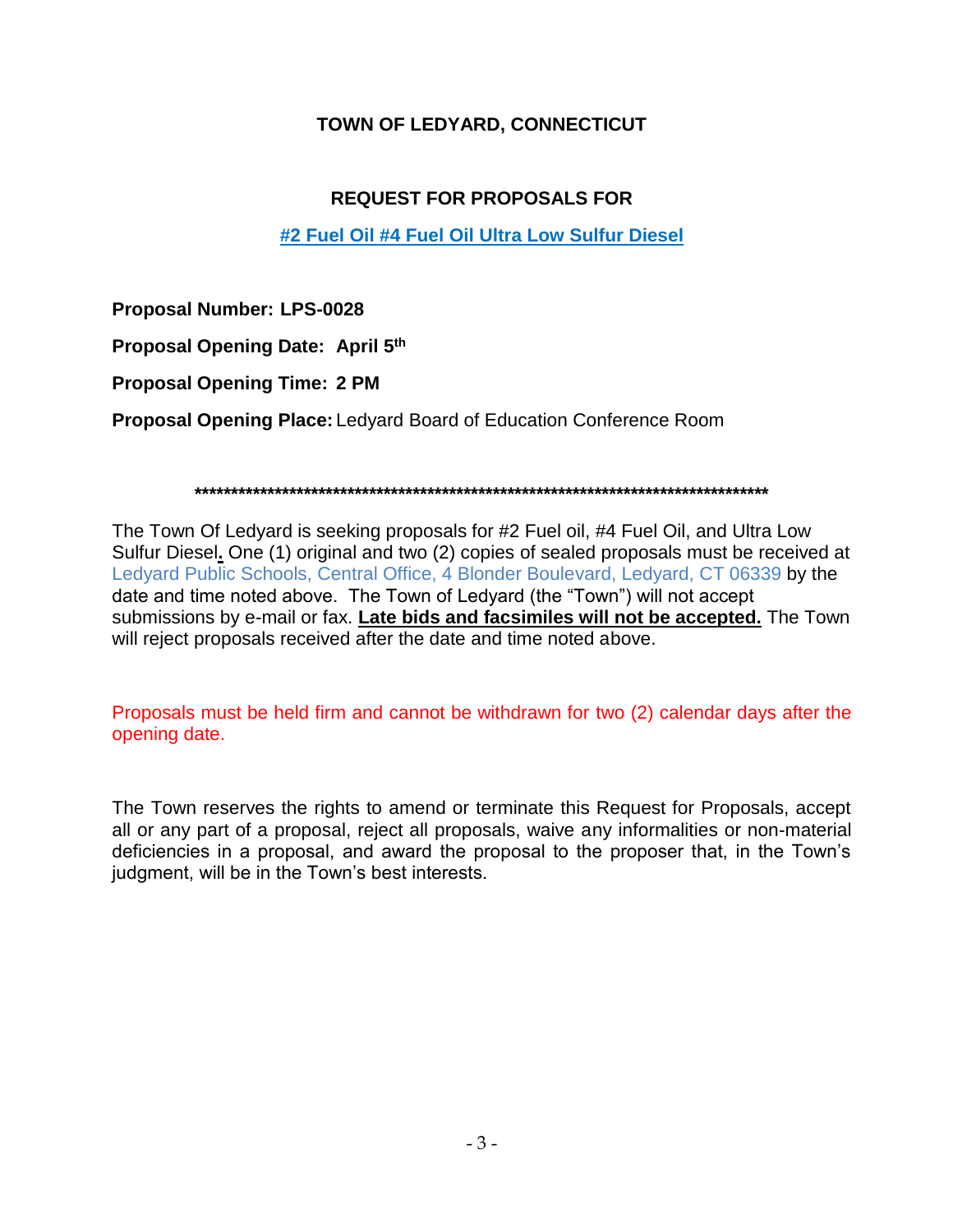# TOWN OF LEDYARD, CONNECTICUT

## REQUEST FOR PROPOSALS FOR

**#2 Fuel Oil #4 Fuel Oil Ultra Low Sulfur Diesel**

**Proposal Number: LPS-0028**

**Proposal Opening Date: April 5th**

**Proposal Opening Time: 2 PM**

**Proposal Opening Place:** Ledyard Board of Education Conference Room

**************************************************************************************

The Town Of Ledyard is seeking proposals for #2 Fuel oil, #4 Fuel Oil, and Ultra Low Sulfur Diesel**.** One (1) original and two (2) copies of sealed proposals must be received at Ledyard Public Schools, Central Office, 4 Blonder Boulevard, Ledyard, CT 06339 by the date and time noted above. The Town of Ledyard (the "Town") will not accept submissions by e-mail or fax. **Late bids and facsimiles will not be accepted.** The Town will reject proposals received after the date and time noted above.

Proposals must be held firm and cannot be withdrawn for two (2) calendar days after the opening date.

The Town reserves the rights to amend or terminate this Request for Proposals, accept all or any part of a proposal, reject all proposals, waive any informalities or non-material deficiencies in a proposal, and award the proposal to the proposer that, in the Town's judgment, will be in the Town's best interests.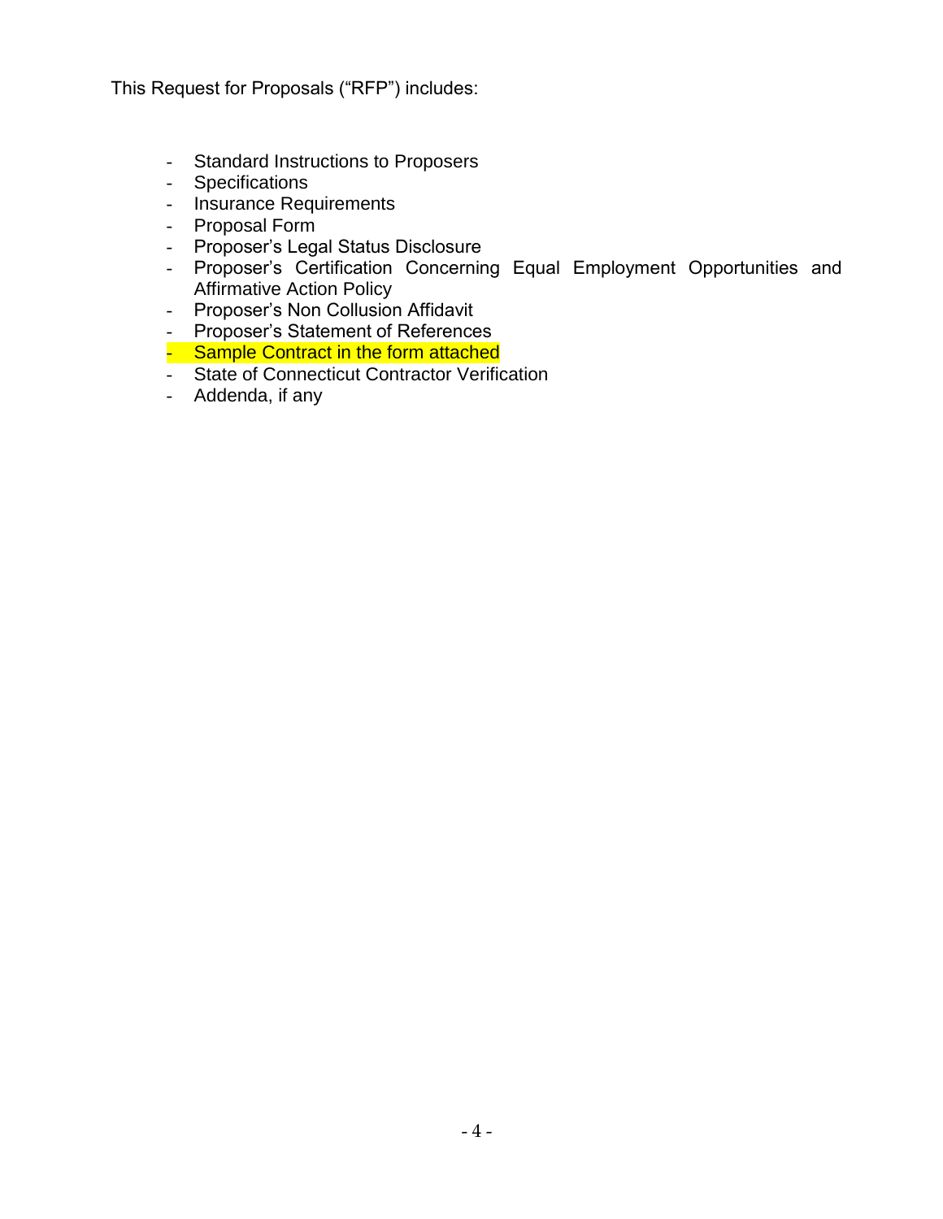This Request for Proposals ("RFP") includes:

- Standard Instructions to Proposers
- Specifications
- Insurance Requirements
- Proposal Form
- Proposer's Legal Status Disclosure
- Proposer's Certification Concerning Equal Employment Opportunities and Affirmative Action Policy
- Proposer's Non Collusion Affidavit
- Proposer's Statement of References
- Sample Contract in the form attached
- State of Connecticut Contractor Verification
- Addenda, if any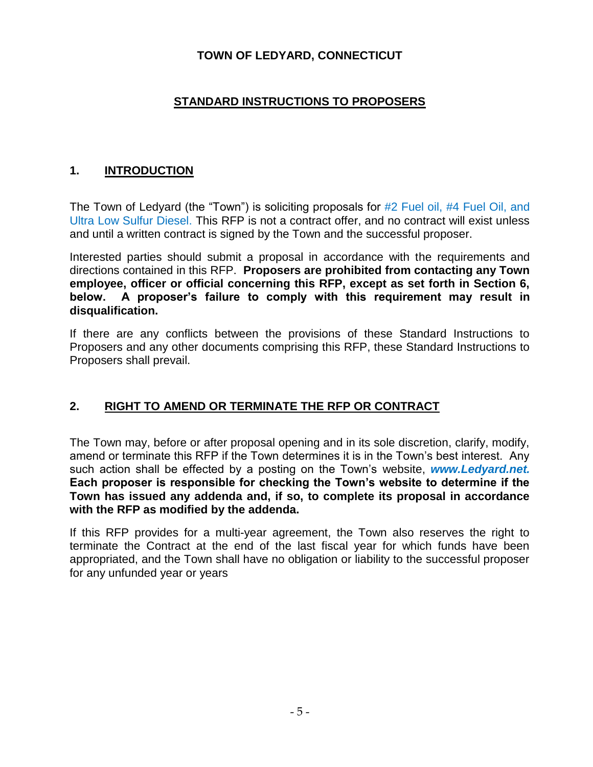**TOWN OF LEDYARD, CONNECTICUT**

# STANDARD INSTRUCTIONS TO PROPOSERS

## 1. INTRODUCTION

The Town of Ledyard (the "Town") is soliciting proposals for #2 Fuel oil, #4 Fuel Oil, and Ultra Low Sulfur Diesel. This RFP is not a contract offer, and no contract will exist unless and until a written contract is signed by the Town and the successful proposer.

Interested parties should submit a proposal in accordance with the requirements and directions contained in this RFP. **Proposers are prohibited from contacting any Town employee, officer or official concerning this RFP, except as set forth in Section 6, below. A proposer's failure to comply with this requirement may result in disqualification.**

If there are any conflicts between the provisions of these Standard Instructions to Proposers and any other documents comprising this RFP, these Standard Instructions to Proposers shall prevail.

## 2. RIGHT TO AMEND OR TERMINATE THE RFP OR CONTRACT

The Town may, before or after proposal opening and in its sole discretion, clarify, modify, amend or terminate this RFP if the Town determines it is in the Town's best interest. Any such action shall be effected by a posting on the Town's website, ***www.Ledyard.net.*** **Each proposer is responsible for checking the Town's website to determine if the Town has issued any addenda and, if so, to complete its proposal in accordance with the RFP as modified by the addenda.**

If this RFP provides for a multi-year agreement, the Town also reserves the right to terminate the Contract at the end of the last fiscal year for which funds have been appropriated, and the Town shall have no obligation or liability to the successful proposer for any unfunded year or years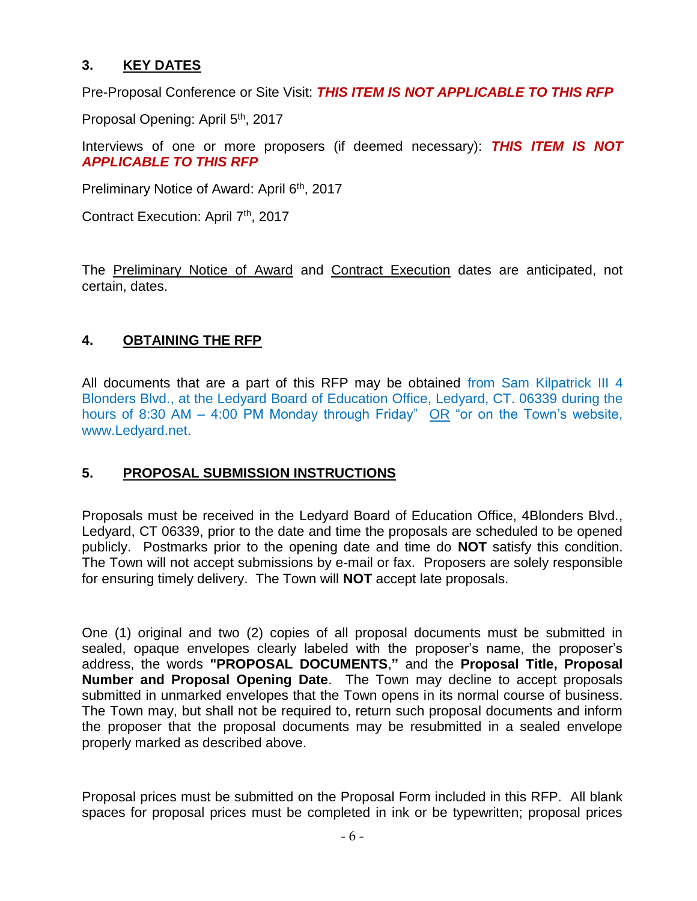## 3. KEY DATES

Pre-Proposal Conference or Site Visit: ***THIS ITEM IS NOT APPLICABLE TO THIS RFP***

Proposal Opening: April 5th, 2017

Interviews of one or more proposers (if deemed necessary): ***THIS ITEM IS NOT APPLICABLE TO THIS RFP***

Preliminary Notice of Award: April 6th, 2017

Contract Execution: April 7th, 2017

The Preliminary Notice of Award and Contract Execution dates are anticipated, not certain, dates.

## 4. OBTAINING THE RFP

All documents that are a part of this RFP may be obtained from Sam Kilpatrick III 4 Blonders Blvd., at the Ledyard Board of Education Office, Ledyard, CT. 06339 during the hours of 8:30 AM – 4:00 PM Monday through Friday" OR "or on the Town's website, www.Ledyard.net.

## 5. PROPOSAL SUBMISSION INSTRUCTIONS

Proposals must be received in the Ledyard Board of Education Office, 4Blonders Blvd., Ledyard, CT 06339, prior to the date and time the proposals are scheduled to be opened publicly. Postmarks prior to the opening date and time do **NOT** satisfy this condition. The Town will not accept submissions by e-mail or fax. Proposers are solely responsible for ensuring timely delivery. The Town will **NOT** accept late proposals.

One (1) original and two (2) copies of all proposal documents must be submitted in sealed, opaque envelopes clearly labeled with the proposer's name, the proposer's address, the words **"PROPOSAL DOCUMENTS,"** and the **Proposal Title, Proposal Number and Proposal Opening Date**. The Town may decline to accept proposals submitted in unmarked envelopes that the Town opens in its normal course of business. The Town may, but shall not be required to, return such proposal documents and inform the proposer that the proposal documents may be resubmitted in a sealed envelope properly marked as described above.

Proposal prices must be submitted on the Proposal Form included in this RFP. All blank spaces for proposal prices must be completed in ink or be typewritten; proposal prices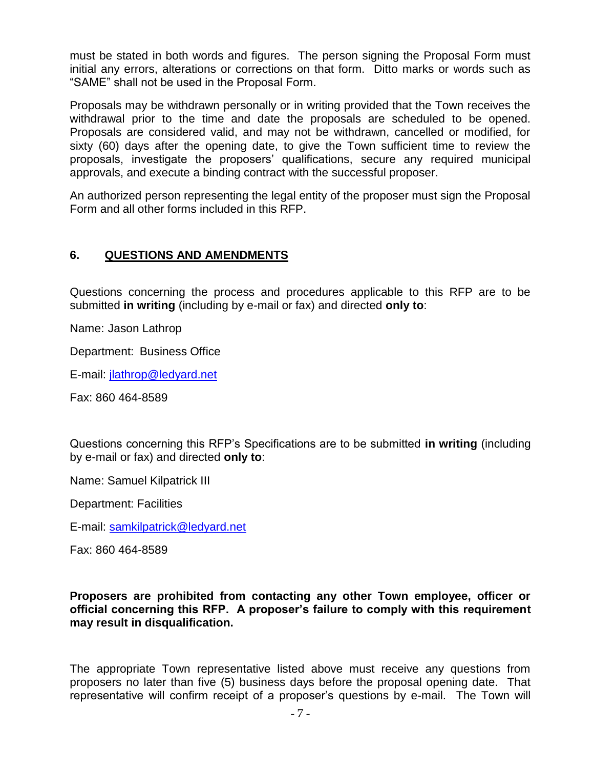must be stated in both words and figures. The person signing the Proposal Form must initial any errors, alterations or corrections on that form. Ditto marks or words such as “SAME” shall not be used in the Proposal Form.

Proposals may be withdrawn personally or in writing provided that the Town receives the withdrawal prior to the time and date the proposals are scheduled to be opened. Proposals are considered valid, and may not be withdrawn, cancelled or modified, for sixty (60) days after the opening date, to give the Town sufficient time to review the proposals, investigate the proposers’ qualifications, secure any required municipal approvals, and execute a binding contract with the successful proposer.

An authorized person representing the legal entity of the proposer must sign the Proposal Form and all other forms included in this RFP.

## 6. QUESTIONS AND AMENDMENTS

Questions concerning the process and procedures applicable to this RFP are to be submitted **in writing** (including by e-mail or fax) and directed **only to**:

Name: Jason Lathrop

Department: Business Office

E-mail: jlathrop@ledyard.net

Fax: 860 464-8589

Questions concerning this RFP’s Specifications are to be submitted **in writing** (including by e-mail or fax) and directed **only to**:

Name: Samuel Kilpatrick III

Department: Facilities

E-mail: samkilpatrick@ledyard.net

Fax: 860 464-8589

**Proposers are prohibited from contacting any other Town employee, officer or official concerning this RFP. A proposer’s failure to comply with this requirement may result in disqualification.**

The appropriate Town representative listed above must receive any questions from proposers no later than five (5) business days before the proposal opening date. That representative will confirm receipt of a proposer’s questions by e-mail. The Town will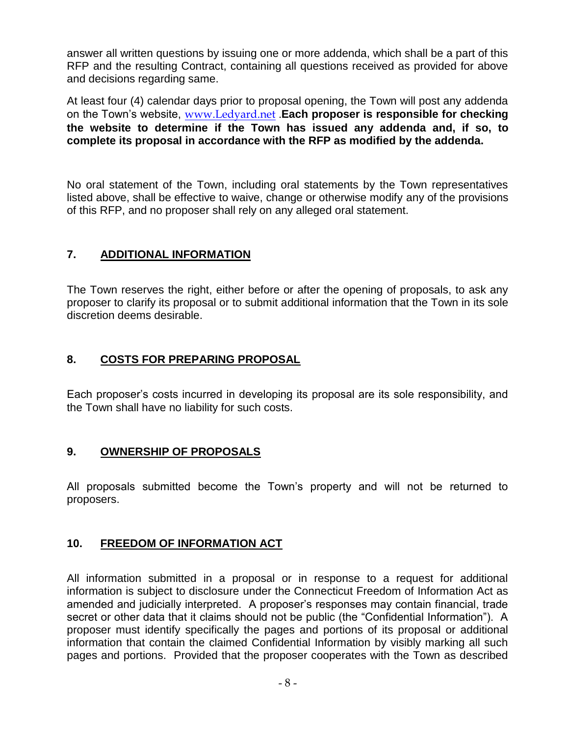answer all written questions by issuing one or more addenda, which shall be a part of this RFP and the resulting Contract, containing all questions received as provided for above and decisions regarding same.

At least four (4) calendar days prior to proposal opening, the Town will post any addenda on the Town's website, www.Ledyard.net .**Each proposer is responsible for checking the website to determine if the Town has issued any addenda and, if so, to complete its proposal in accordance with the RFP as modified by the addenda.**

No oral statement of the Town, including oral statements by the Town representatives listed above, shall be effective to waive, change or otherwise modify any of the provisions of this RFP, and no proposer shall rely on any alleged oral statement.

## 7. ADDITIONAL INFORMATION

The Town reserves the right, either before or after the opening of proposals, to ask any proposer to clarify its proposal or to submit additional information that the Town in its sole discretion deems desirable.

## 8. COSTS FOR PREPARING PROPOSAL

Each proposer's costs incurred in developing its proposal are its sole responsibility, and the Town shall have no liability for such costs.

## 9. OWNERSHIP OF PROPOSALS

All proposals submitted become the Town's property and will not be returned to proposers.

## 10. FREEDOM OF INFORMATION ACT

All information submitted in a proposal or in response to a request for additional information is subject to disclosure under the Connecticut Freedom of Information Act as amended and judicially interpreted. A proposer's responses may contain financial, trade secret or other data that it claims should not be public (the "Confidential Information"). A proposer must identify specifically the pages and portions of its proposal or additional information that contain the claimed Confidential Information by visibly marking all such pages and portions. Provided that the proposer cooperates with the Town as described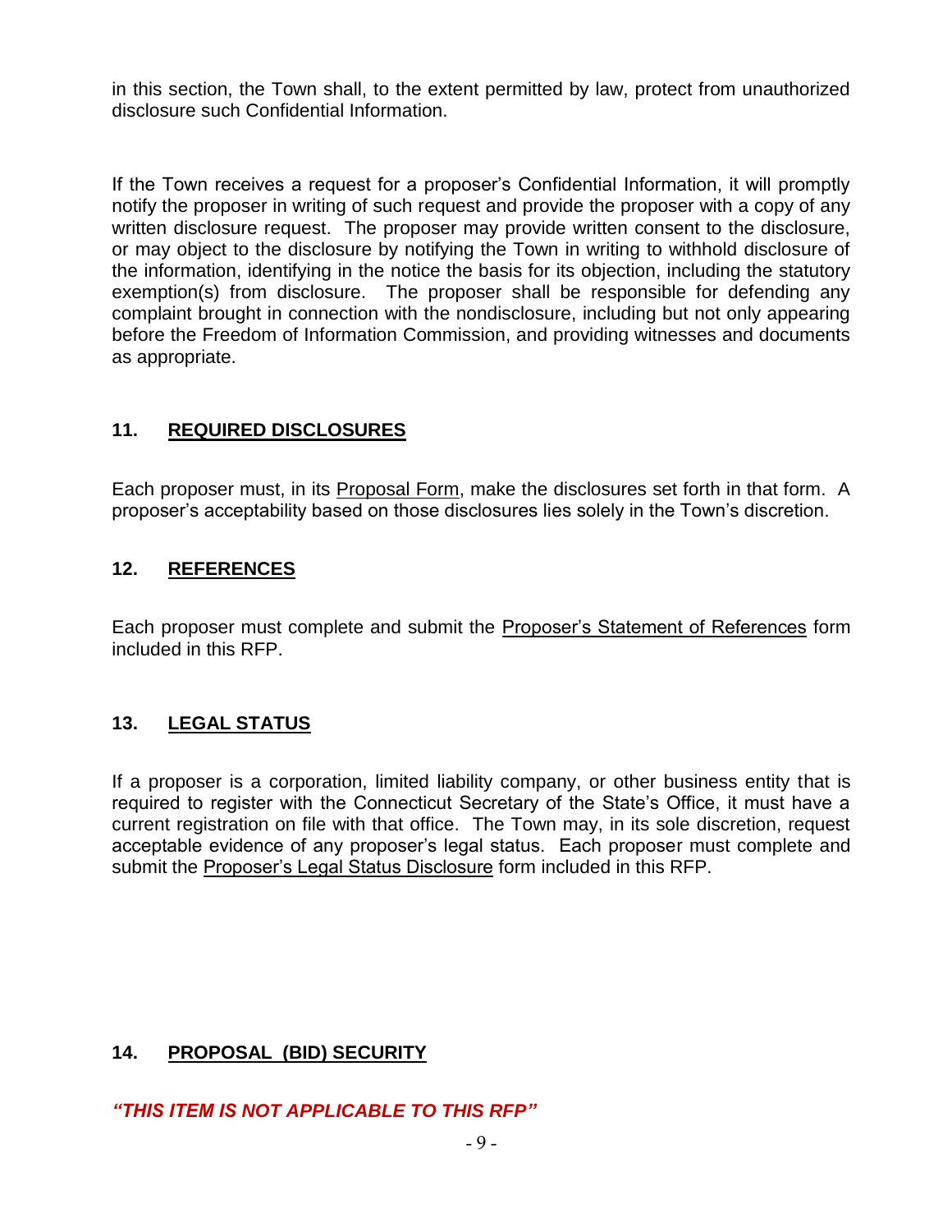in this section, the Town shall, to the extent permitted by law, protect from unauthorized disclosure such Confidential Information.

If the Town receives a request for a proposer's Confidential Information, it will promptly notify the proposer in writing of such request and provide the proposer with a copy of any written disclosure request. The proposer may provide written consent to the disclosure, or may object to the disclosure by notifying the Town in writing to withhold disclosure of the information, identifying in the notice the basis for its objection, including the statutory exemption(s) from disclosure. The proposer shall be responsible for defending any complaint brought in connection with the nondisclosure, including but not only appearing before the Freedom of Information Commission, and providing witnesses and documents as appropriate.

## 11. REQUIRED DISCLOSURES

Each proposer must, in its Proposal Form, make the disclosures set forth in that form. A proposer's acceptability based on those disclosures lies solely in the Town's discretion.

## 12. REFERENCES

Each proposer must complete and submit the Proposer's Statement of References form included in this RFP.

## 13. LEGAL STATUS

If a proposer is a corporation, limited liability company, or other business entity that is required to register with the Connecticut Secretary of the State's Office, it must have a current registration on file with that office. The Town may, in its sole discretion, request acceptable evidence of any proposer's legal status. Each proposer must complete and submit the Proposer's Legal Status Disclosure form included in this RFP.

## 14. PROPOSAL (BID) SECURITY

***"THIS ITEM IS NOT APPLICABLE TO THIS RFP"***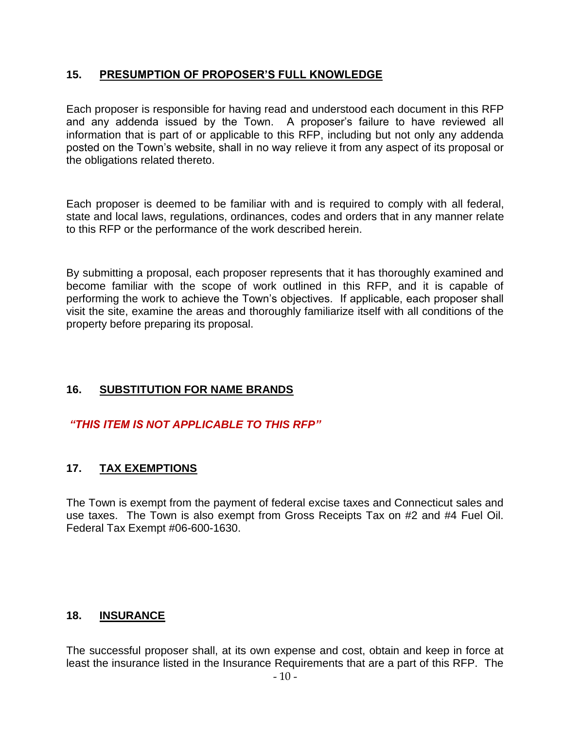## 15. PRESUMPTION OF PROPOSER'S FULL KNOWLEDGE

Each proposer is responsible for having read and understood each document in this RFP and any addenda issued by the Town. A proposer's failure to have reviewed all information that is part of or applicable to this RFP, including but not only any addenda posted on the Town's website, shall in no way relieve it from any aspect of its proposal or the obligations related thereto.

Each proposer is deemed to be familiar with and is required to comply with all federal, state and local laws, regulations, ordinances, codes and orders that in any manner relate to this RFP or the performance of the work described herein.

By submitting a proposal, each proposer represents that it has thoroughly examined and become familiar with the scope of work outlined in this RFP, and it is capable of performing the work to achieve the Town's objectives. If applicable, each proposer shall visit the site, examine the areas and thoroughly familiarize itself with all conditions of the property before preparing its proposal.

## 16. SUBSTITUTION FOR NAME BRANDS

***"THIS ITEM IS NOT APPLICABLE TO THIS RFP"***

## 17. TAX EXEMPTIONS

The Town is exempt from the payment of federal excise taxes and Connecticut sales and use taxes. The Town is also exempt from Gross Receipts Tax on #2 and #4 Fuel Oil. Federal Tax Exempt #06-600-1630.

## 18. INSURANCE

The successful proposer shall, at its own expense and cost, obtain and keep in force at least the insurance listed in the Insurance Requirements that are a part of this RFP. The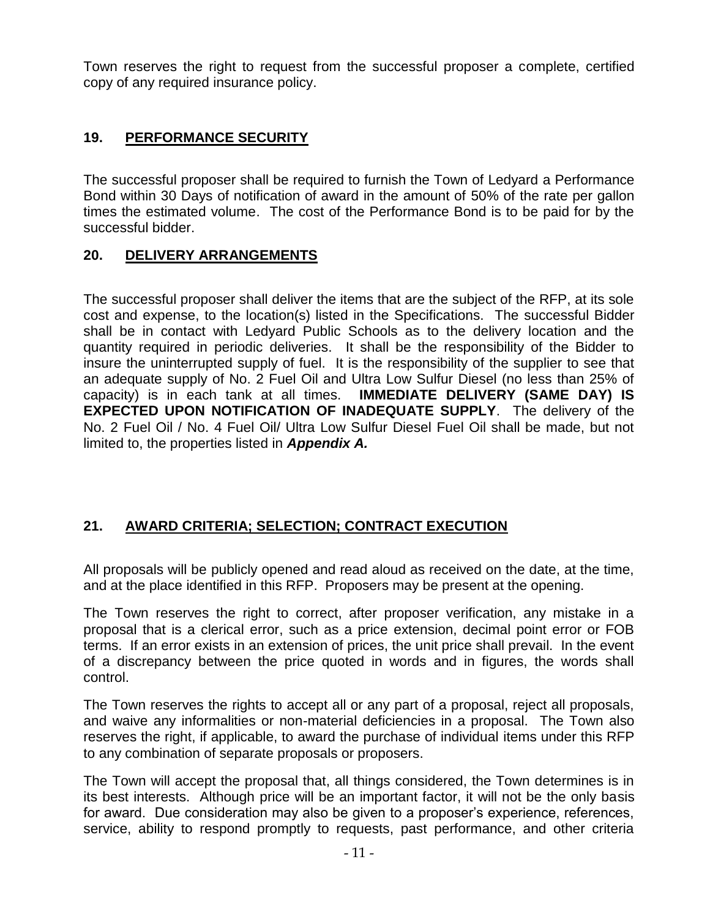Town reserves the right to request from the successful proposer a complete, certified copy of any required insurance policy.

## 19. PERFORMANCE SECURITY

The successful proposer shall be required to furnish the Town of Ledyard a Performance Bond within 30 Days of notification of award in the amount of 50% of the rate per gallon times the estimated volume. The cost of the Performance Bond is to be paid for by the successful bidder.

## 20. DELIVERY ARRANGEMENTS

The successful proposer shall deliver the items that are the subject of the RFP, at its sole cost and expense, to the location(s) listed in the Specifications. The successful Bidder shall be in contact with Ledyard Public Schools as to the delivery location and the quantity required in periodic deliveries. It shall be the responsibility of the Bidder to insure the uninterrupted supply of fuel. It is the responsibility of the supplier to see that an adequate supply of No. 2 Fuel Oil and Ultra Low Sulfur Diesel (no less than 25% of capacity) is in each tank at all times. **IMMEDIATE DELIVERY (SAME DAY) IS EXPECTED UPON NOTIFICATION OF INADEQUATE SUPPLY**. The delivery of the No. 2 Fuel Oil / No. 4 Fuel Oil/ Ultra Low Sulfur Diesel Fuel Oil shall be made, but not limited to, the properties listed in ***Appendix A.***

## 21. AWARD CRITERIA; SELECTION; CONTRACT EXECUTION

All proposals will be publicly opened and read aloud as received on the date, at the time, and at the place identified in this RFP. Proposers may be present at the opening.

The Town reserves the right to correct, after proposer verification, any mistake in a proposal that is a clerical error, such as a price extension, decimal point error or FOB terms. If an error exists in an extension of prices, the unit price shall prevail. In the event of a discrepancy between the price quoted in words and in figures, the words shall control.

The Town reserves the rights to accept all or any part of a proposal, reject all proposals, and waive any informalities or non-material deficiencies in a proposal. The Town also reserves the right, if applicable, to award the purchase of individual items under this RFP to any combination of separate proposals or proposers.

The Town will accept the proposal that, all things considered, the Town determines is in its best interests. Although price will be an important factor, it will not be the only basis for award. Due consideration may also be given to a proposer's experience, references, service, ability to respond promptly to requests, past performance, and other criteria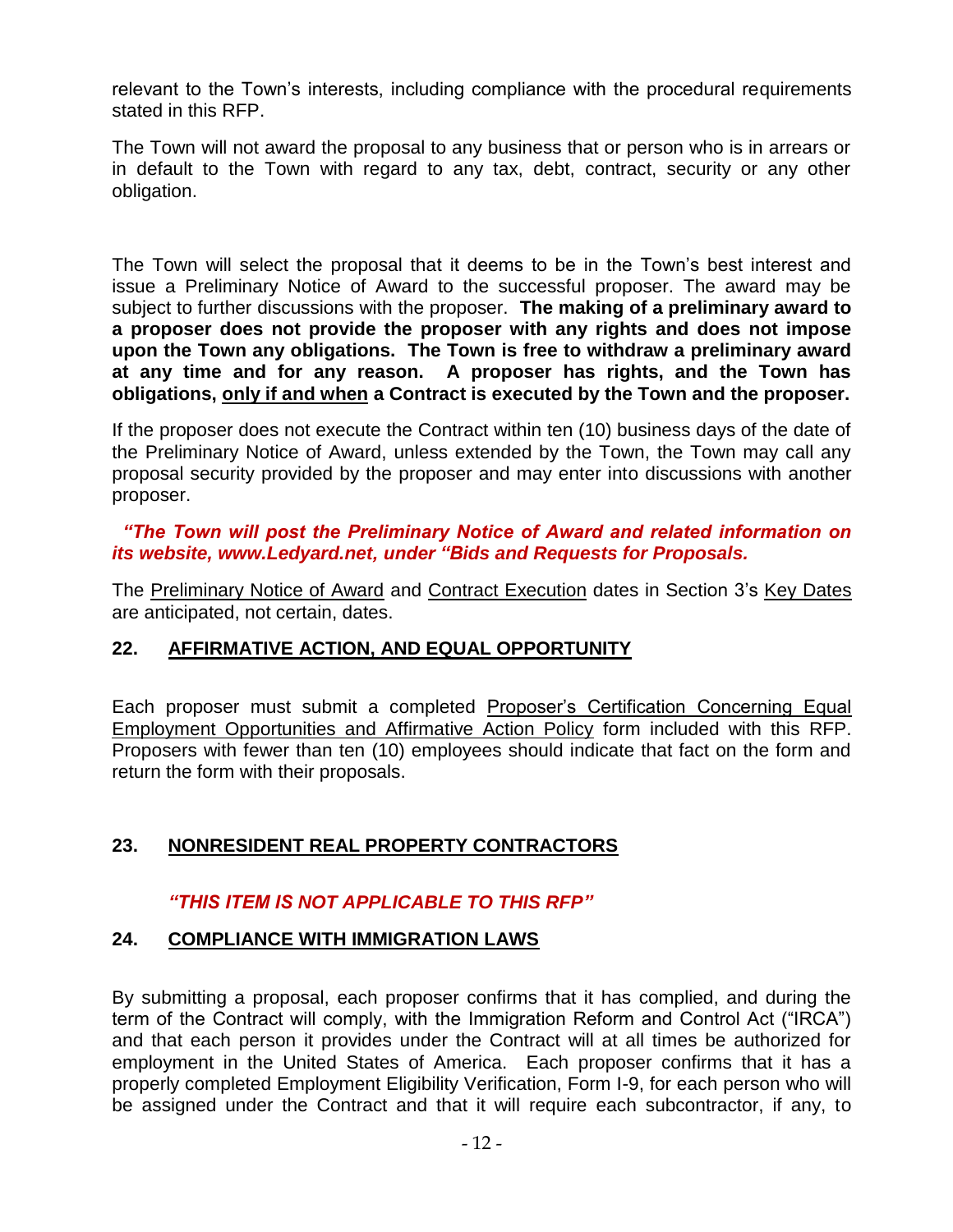relevant to the Town's interests, including compliance with the procedural requirements stated in this RFP.

The Town will not award the proposal to any business that or person who is in arrears or in default to the Town with regard to any tax, debt, contract, security or any other obligation.

The Town will select the proposal that it deems to be in the Town's best interest and issue a Preliminary Notice of Award to the successful proposer. The award may be subject to further discussions with the proposer. **The making of a preliminary award to a proposer does not provide the proposer with any rights and does not impose upon the Town any obligations. The Town is free to withdraw a preliminary award at any time and for any reason. A proposer has rights, and the Town has obligations, <u>only if and when</u> a Contract is executed by the Town and the proposer.**

If the proposer does not execute the Contract within ten (10) business days of the date of the Preliminary Notice of Award, unless extended by the Town, the Town may call any proposal security provided by the proposer and may enter into discussions with another proposer.

***"The Town will post the Preliminary Notice of Award and related information on its website, www.Ledyard.net, under "Bids and Requests for Proposals.***

The <u>Preliminary Notice of Award</u> and <u>Contract Execution</u> dates in Section 3's <u>Key Dates</u> are anticipated, not certain, dates.

## 22. <u>AFFIRMATIVE ACTION, AND EQUAL OPPORTUNITY</u>

Each proposer must submit a completed <u>Proposer's Certification Concerning Equal Employment Opportunities and Affirmative Action Policy</u> form included with this RFP. Proposers with fewer than ten (10) employees should indicate that fact on the form and return the form with their proposals.

## 23. <u>NONRESIDENT REAL PROPERTY CONTRACTORS</u>

***"THIS ITEM IS NOT APPLICABLE TO THIS RFP"***

## 24. <u>COMPLIANCE WITH IMMIGRATION LAWS</u>

By submitting a proposal, each proposer confirms that it has complied, and during the term of the Contract will comply, with the Immigration Reform and Control Act ("IRCA") and that each person it provides under the Contract will at all times be authorized for employment in the United States of America. Each proposer confirms that it has a properly completed Employment Eligibility Verification, Form I-9, for each person who will be assigned under the Contract and that it will require each subcontractor, if any, to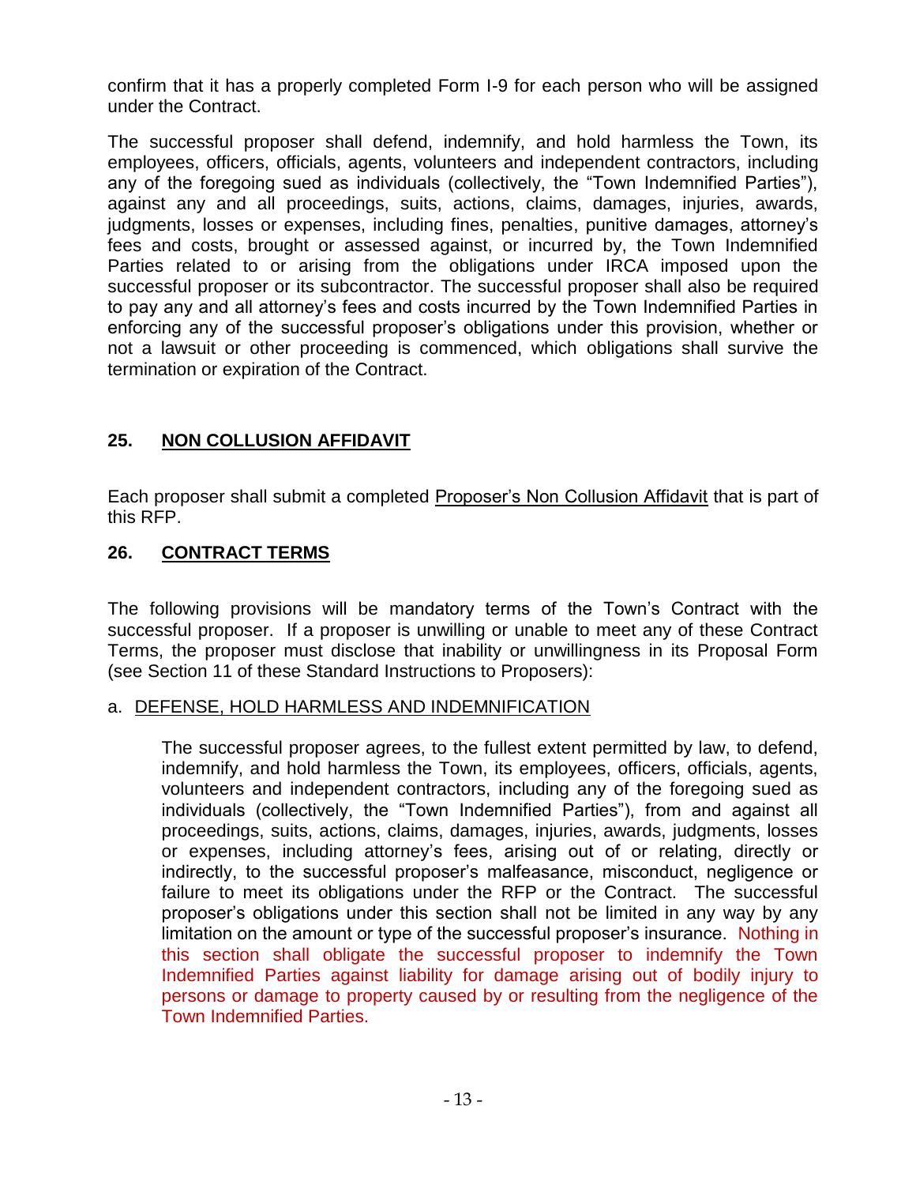confirm that it has a properly completed Form I-9 for each person who will be assigned under the Contract.

The successful proposer shall defend, indemnify, and hold harmless the Town, its employees, officers, officials, agents, volunteers and independent contractors, including any of the foregoing sued as individuals (collectively, the "Town Indemnified Parties"), against any and all proceedings, suits, actions, claims, damages, injuries, awards, judgments, losses or expenses, including fines, penalties, punitive damages, attorney's fees and costs, brought or assessed against, or incurred by, the Town Indemnified Parties related to or arising from the obligations under IRCA imposed upon the successful proposer or its subcontractor. The successful proposer shall also be required to pay any and all attorney's fees and costs incurred by the Town Indemnified Parties in enforcing any of the successful proposer's obligations under this provision, whether or not a lawsuit or other proceeding is commenced, which obligations shall survive the termination or expiration of the Contract.

## 25. NON COLLUSION AFFIDAVIT

Each proposer shall submit a completed Proposer's Non Collusion Affidavit that is part of this RFP.

## 26. CONTRACT TERMS

The following provisions will be mandatory terms of the Town's Contract with the successful proposer. If a proposer is unwilling or unable to meet any of these Contract Terms, the proposer must disclose that inability or unwillingness in its Proposal Form (see Section 11 of these Standard Instructions to Proposers):

### a. DEFENSE, HOLD HARMLESS AND INDEMNIFICATION

The successful proposer agrees, to the fullest extent permitted by law, to defend, indemnify, and hold harmless the Town, its employees, officers, officials, agents, volunteers and independent contractors, including any of the foregoing sued as individuals (collectively, the "Town Indemnified Parties"), from and against all proceedings, suits, actions, claims, damages, injuries, awards, judgments, losses or expenses, including attorney's fees, arising out of or relating, directly or indirectly, to the successful proposer's malfeasance, misconduct, negligence or failure to meet its obligations under the RFP or the Contract. The successful proposer's obligations under this section shall not be limited in any way by any limitation on the amount or type of the successful proposer's insurance. Nothing in this section shall obligate the successful proposer to indemnify the Town Indemnified Parties against liability for damage arising out of bodily injury to persons or damage to property caused by or resulting from the negligence of the Town Indemnified Parties.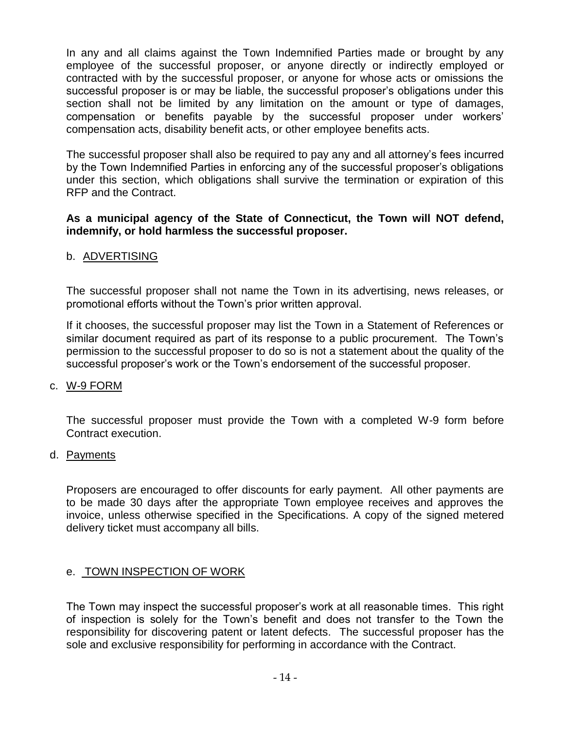In any and all claims against the Town Indemnified Parties made or brought by any employee of the successful proposer, or anyone directly or indirectly employed or contracted with by the successful proposer, or anyone for whose acts or omissions the successful proposer is or may be liable, the successful proposer's obligations under this section shall not be limited by any limitation on the amount or type of damages, compensation or benefits payable by the successful proposer under workers' compensation acts, disability benefit acts, or other employee benefits acts.

The successful proposer shall also be required to pay any and all attorney's fees incurred by the Town Indemnified Parties in enforcing any of the successful proposer's obligations under this section, which obligations shall survive the termination or expiration of this RFP and the Contract.

**As a municipal agency of the State of Connecticut, the Town will NOT defend, indemnify, or hold harmless the successful proposer.**

b. ADVERTISING

The successful proposer shall not name the Town in its advertising, news releases, or promotional efforts without the Town's prior written approval.

If it chooses, the successful proposer may list the Town in a Statement of References or similar document required as part of its response to a public procurement. The Town's permission to the successful proposer to do so is not a statement about the quality of the successful proposer's work or the Town's endorsement of the successful proposer.

c. W-9 FORM

The successful proposer must provide the Town with a completed W-9 form before Contract execution.

d. Payments

Proposers are encouraged to offer discounts for early payment. All other payments are to be made 30 days after the appropriate Town employee receives and approves the invoice, unless otherwise specified in the Specifications. A copy of the signed metered delivery ticket must accompany all bills.

e. TOWN INSPECTION OF WORK

The Town may inspect the successful proposer's work at all reasonable times. This right of inspection is solely for the Town's benefit and does not transfer to the Town the responsibility for discovering patent or latent defects. The successful proposer has the sole and exclusive responsibility for performing in accordance with the Contract.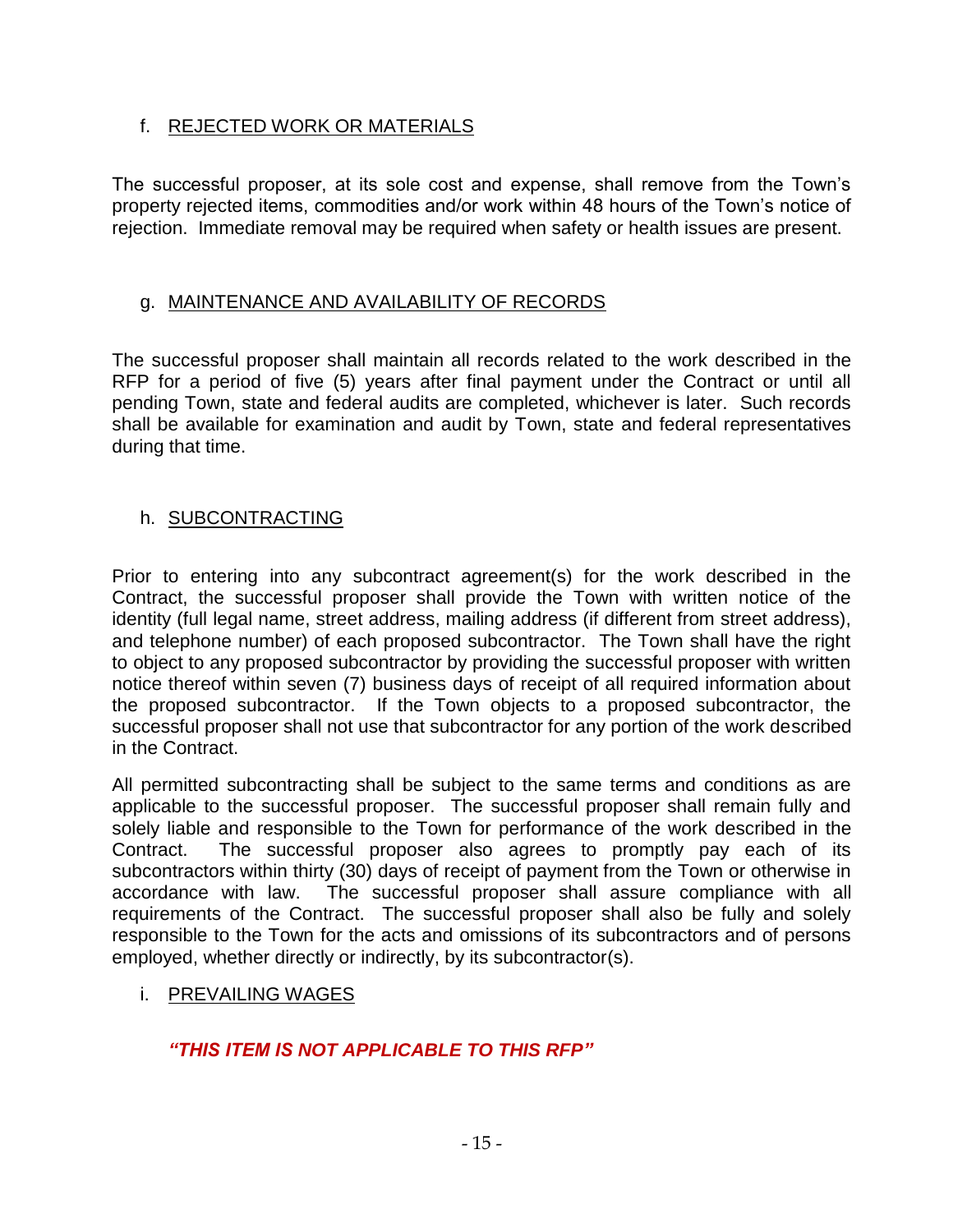f. <u>REJECTED WORK OR MATERIALS</u>

The successful proposer, at its sole cost and expense, shall remove from the Town's property rejected items, commodities and/or work within 48 hours of the Town's notice of rejection. Immediate removal may be required when safety or health issues are present.

g. <u>MAINTENANCE AND AVAILABILITY OF RECORDS</u>

The successful proposer shall maintain all records related to the work described in the RFP for a period of five (5) years after final payment under the Contract or until all pending Town, state and federal audits are completed, whichever is later. Such records shall be available for examination and audit by Town, state and federal representatives during that time.

h. <u>SUBCONTRACTING</u>

Prior to entering into any subcontract agreement(s) for the work described in the Contract, the successful proposer shall provide the Town with written notice of the identity (full legal name, street address, mailing address (if different from street address), and telephone number) of each proposed subcontractor. The Town shall have the right to object to any proposed subcontractor by providing the successful proposer with written notice thereof within seven (7) business days of receipt of all required information about the proposed subcontractor. If the Town objects to a proposed subcontractor, the successful proposer shall not use that subcontractor for any portion of the work described in the Contract.

All permitted subcontracting shall be subject to the same terms and conditions as are applicable to the successful proposer. The successful proposer shall remain fully and solely liable and responsible to the Town for performance of the work described in the Contract. The successful proposer also agrees to promptly pay each of its subcontractors within thirty (30) days of receipt of payment from the Town or otherwise in accordance with law. The successful proposer shall assure compliance with all requirements of the Contract. The successful proposer shall also be fully and solely responsible to the Town for the acts and omissions of its subcontractors and of persons employed, whether directly or indirectly, by its subcontractor(s).

i. <u>PREVAILING WAGES</u>

***"THIS ITEM IS NOT APPLICABLE TO THIS RFP"***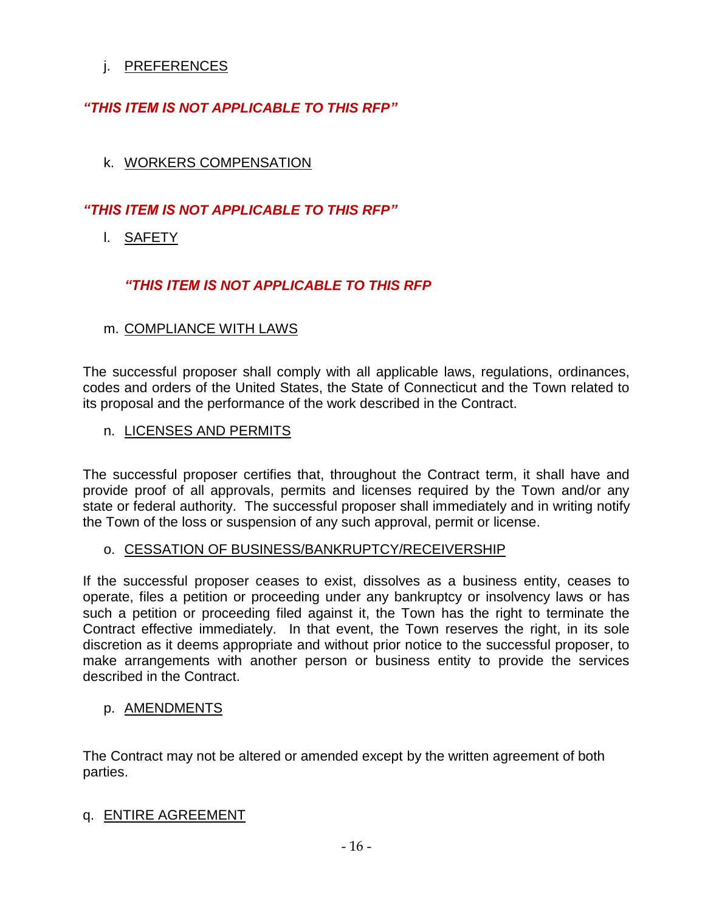j. PREFERENCES

***"THIS ITEM IS NOT APPLICABLE TO THIS RFP"***

k. WORKERS COMPENSATION

***"THIS ITEM IS NOT APPLICABLE TO THIS RFP"***

l. SAFETY

***"THIS ITEM IS NOT APPLICABLE TO THIS RFP***

m. COMPLIANCE WITH LAWS

The successful proposer shall comply with all applicable laws, regulations, ordinances, codes and orders of the United States, the State of Connecticut and the Town related to its proposal and the performance of the work described in the Contract.

n. LICENSES AND PERMITS

The successful proposer certifies that, throughout the Contract term, it shall have and provide proof of all approvals, permits and licenses required by the Town and/or any state or federal authority. The successful proposer shall immediately and in writing notify the Town of the loss or suspension of any such approval, permit or license.

o. CESSATION OF BUSINESS/BANKRUPTCY/RECEIVERSHIP

If the successful proposer ceases to exist, dissolves as a business entity, ceases to operate, files a petition or proceeding under any bankruptcy or insolvency laws or has such a petition or proceeding filed against it, the Town has the right to terminate the Contract effective immediately. In that event, the Town reserves the right, in its sole discretion as it deems appropriate and without prior notice to the successful proposer, to make arrangements with another person or business entity to provide the services described in the Contract.

p. AMENDMENTS

The Contract may not be altered or amended except by the written agreement of both parties.

q. ENTIRE AGREEMENT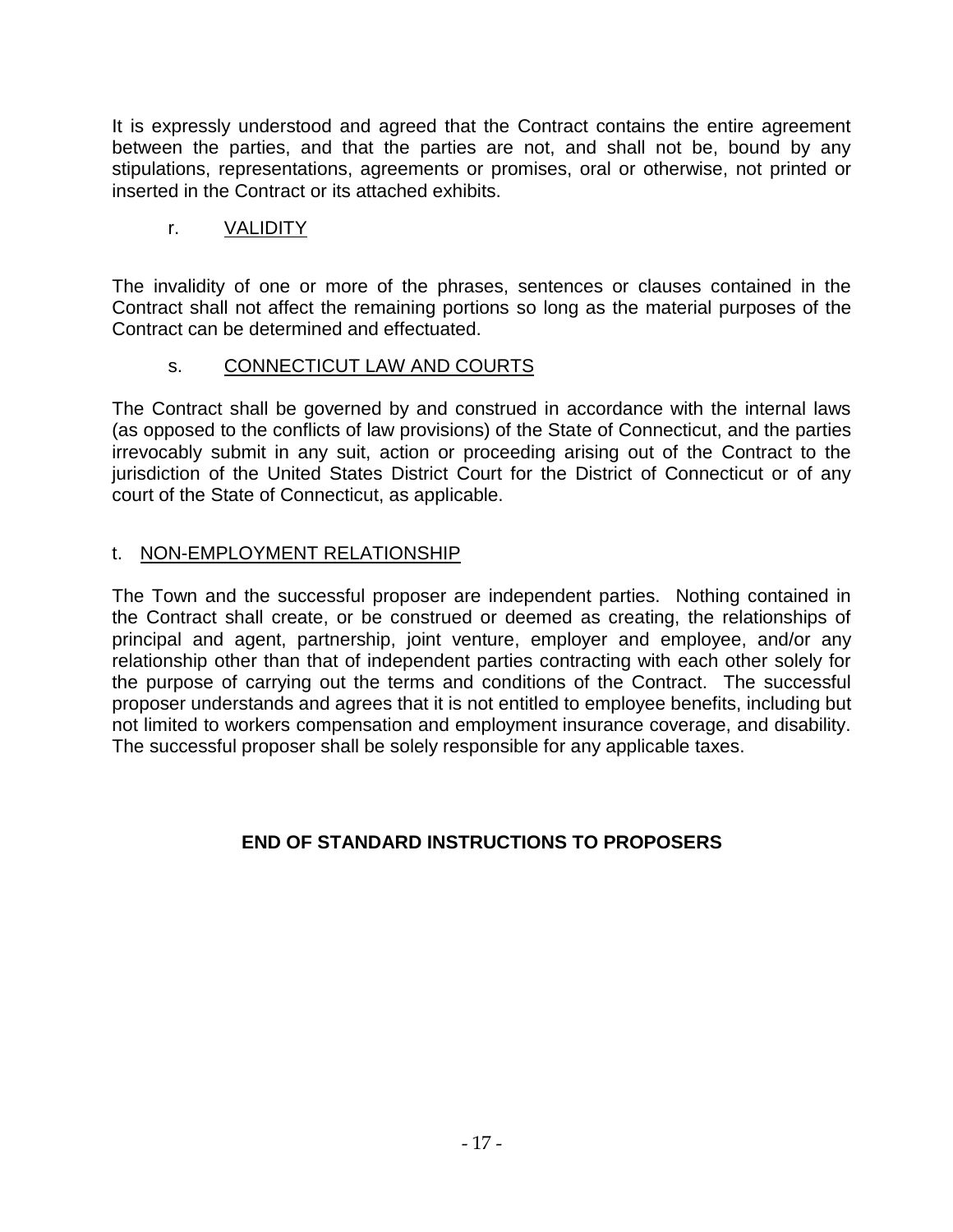It is expressly understood and agreed that the Contract contains the entire agreement between the parties, and that the parties are not, and shall not be, bound by any stipulations, representations, agreements or promises, oral or otherwise, not printed or inserted in the Contract or its attached exhibits.

r. VALIDITY

The invalidity of one or more of the phrases, sentences or clauses contained in the Contract shall not affect the remaining portions so long as the material purposes of the Contract can be determined and effectuated.

s. CONNECTICUT LAW AND COURTS

The Contract shall be governed by and construed in accordance with the internal laws (as opposed to the conflicts of law provisions) of the State of Connecticut, and the parties irrevocably submit in any suit, action or proceeding arising out of the Contract to the jurisdiction of the United States District Court for the District of Connecticut or of any court of the State of Connecticut, as applicable.

t. NON-EMPLOYMENT RELATIONSHIP

The Town and the successful proposer are independent parties. Nothing contained in the Contract shall create, or be construed or deemed as creating, the relationships of principal and agent, partnership, joint venture, employer and employee, and/or any relationship other than that of independent parties contracting with each other solely for the purpose of carrying out the terms and conditions of the Contract. The successful proposer understands and agrees that it is not entitled to employee benefits, including but not limited to workers compensation and employment insurance coverage, and disability. The successful proposer shall be solely responsible for any applicable taxes.

**END OF STANDARD INSTRUCTIONS TO PROPOSERS**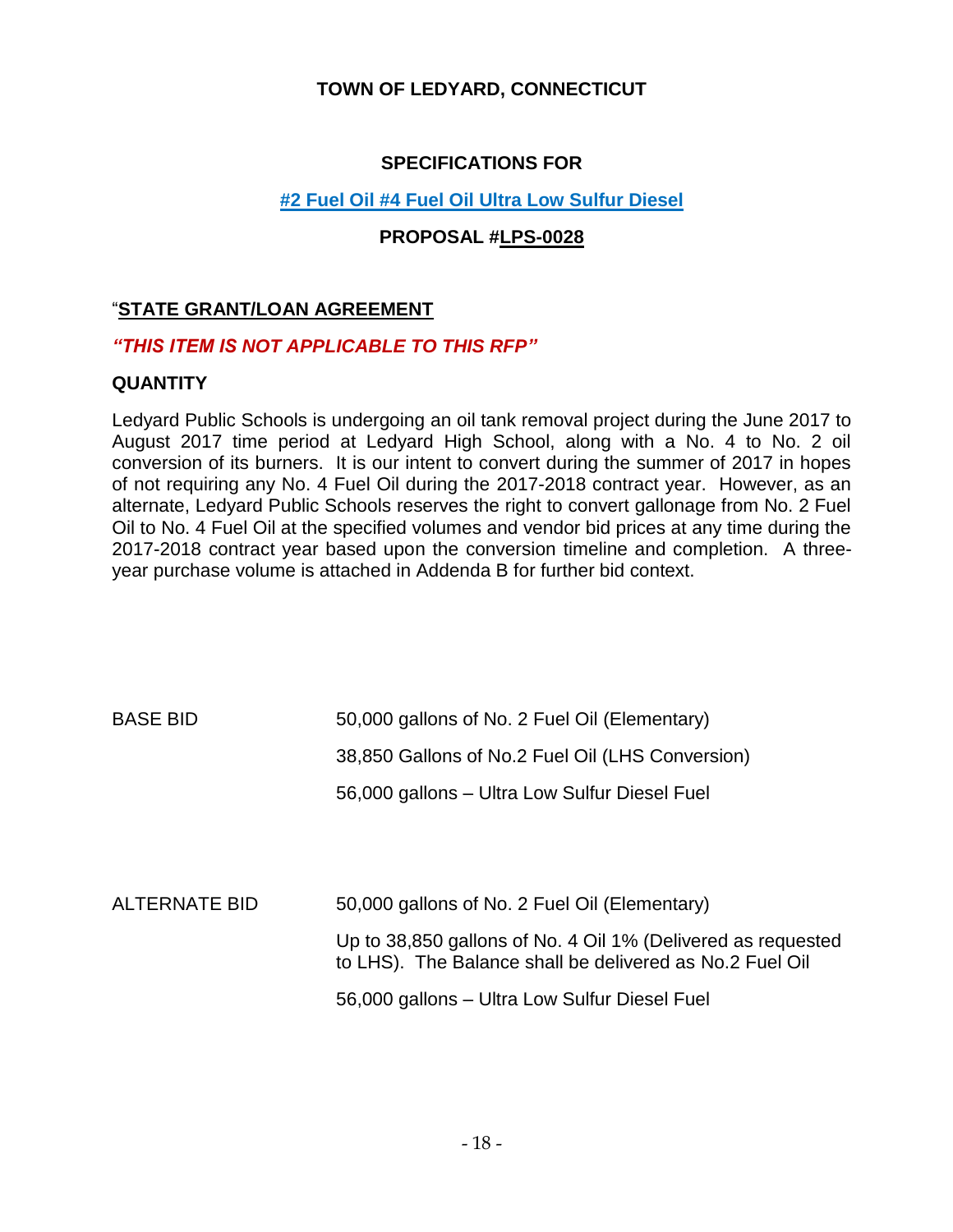**TOWN OF LEDYARD, CONNECTICUT**

**SPECIFICATIONS FOR**

**#2 Fuel Oil #4 Fuel Oil Ultra Low Sulfur Diesel**

**PROPOSAL #LPS-0028**

"**STATE GRANT/LOAN AGREEMENT**

***"THIS ITEM IS NOT APPLICABLE TO THIS RFP"***

**QUANTITY**

Ledyard Public Schools is undergoing an oil tank removal project during the June 2017 to August 2017 time period at Ledyard High School, along with a No. 4 to No. 2 oil conversion of its burners. It is our intent to convert during the summer of 2017 in hopes of not requiring any No. 4 Fuel Oil during the 2017-2018 contract year. However, as an alternate, Ledyard Public Schools reserves the right to convert gallonage from No. 2 Fuel Oil to No. 4 Fuel Oil at the specified volumes and vendor bid prices at any time during the 2017-2018 contract year based upon the conversion timeline and completion. A three-year purchase volume is attached in Addenda B for further bid context.

| | |
|---|---|
| BASE BID | 50,000 gallons of No. 2 Fuel Oil (Elementary) |
| | 38,850 Gallons of No.2 Fuel Oil (LHS Conversion) |
| | 56,000 gallons – Ultra Low Sulfur Diesel Fuel |
| ALTERNATE BID | 50,000 gallons of No. 2 Fuel Oil (Elementary) |
| | Up to 38,850 gallons of No. 4 Oil 1% (Delivered as requested to LHS). The Balance shall be delivered as No.2 Fuel Oil |
| | 56,000 gallons – Ultra Low Sulfur Diesel Fuel |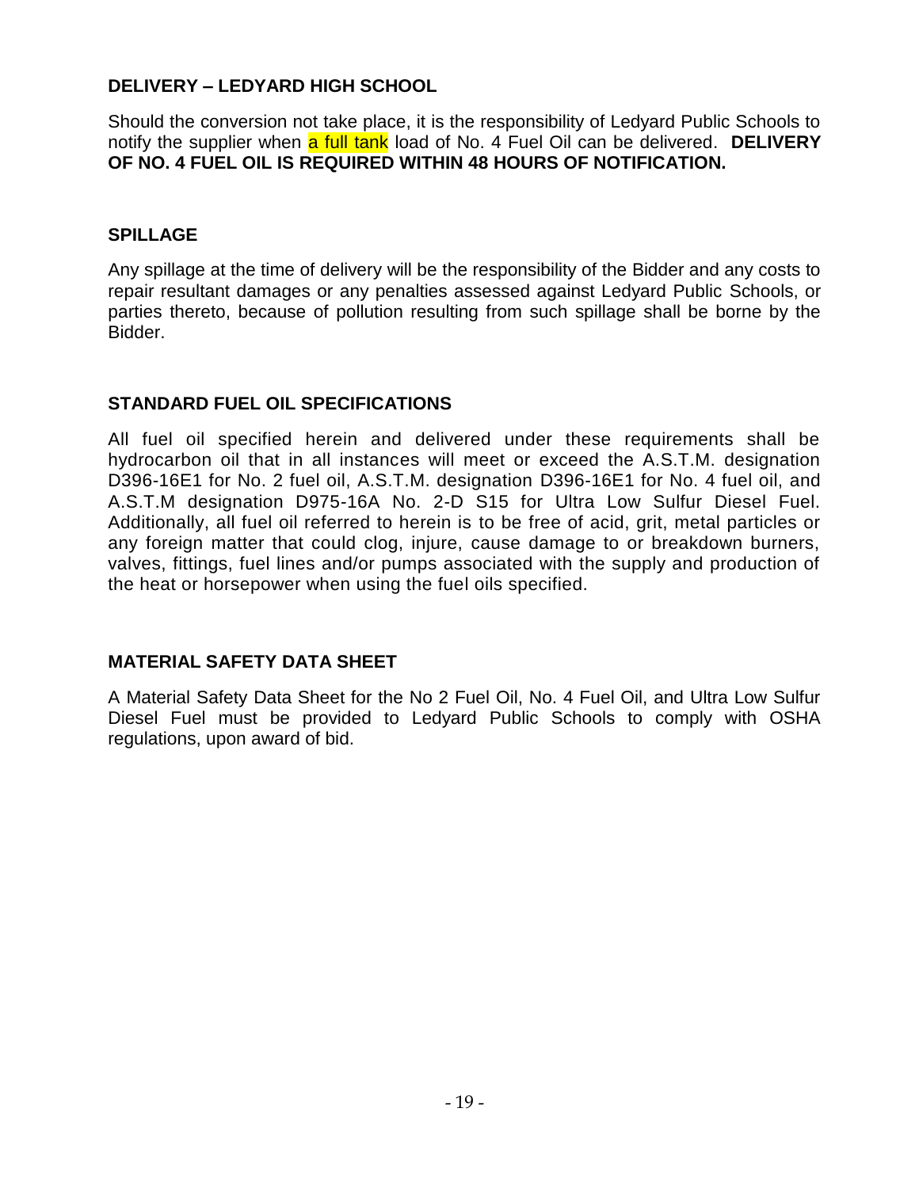**DELIVERY – LEDYARD HIGH SCHOOL**

Should the conversion not take place, it is the responsibility of Ledyard Public Schools to notify the supplier when a full tank load of No. 4 Fuel Oil can be delivered. **DELIVERY OF NO. 4 FUEL OIL IS REQUIRED WITHIN 48 HOURS OF NOTIFICATION.**

**SPILLAGE**

Any spillage at the time of delivery will be the responsibility of the Bidder and any costs to repair resultant damages or any penalties assessed against Ledyard Public Schools, or parties thereto, because of pollution resulting from such spillage shall be borne by the Bidder.

**STANDARD FUEL OIL SPECIFICATIONS**

All fuel oil specified herein and delivered under these requirements shall be hydrocarbon oil that in all instances will meet or exceed the A.S.T.M. designation D396-16E1 for No. 2 fuel oil, A.S.T.M. designation D396-16E1 for No. 4 fuel oil, and A.S.T.M designation D975-16A No. 2-D S15 for Ultra Low Sulfur Diesel Fuel. Additionally, all fuel oil referred to herein is to be free of acid, grit, metal particles or any foreign matter that could clog, injure, cause damage to or breakdown burners, valves, fittings, fuel lines and/or pumps associated with the supply and production of the heat or horsepower when using the fuel oils specified.

**MATERIAL SAFETY DATA SHEET**

A Material Safety Data Sheet for the No 2 Fuel Oil, No. 4 Fuel Oil, and Ultra Low Sulfur Diesel Fuel must be provided to Ledyard Public Schools to comply with OSHA regulations, upon award of bid.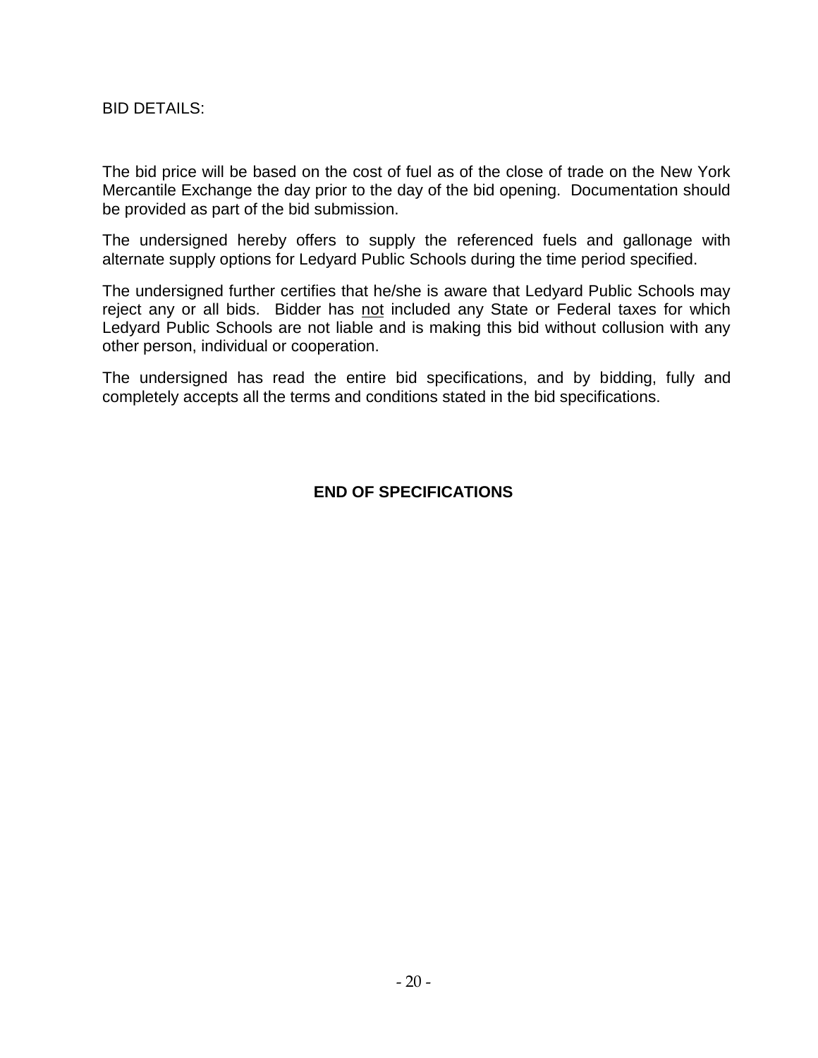BID DETAILS:

The bid price will be based on the cost of fuel as of the close of trade on the New York Mercantile Exchange the day prior to the day of the bid opening. Documentation should be provided as part of the bid submission.

The undersigned hereby offers to supply the referenced fuels and gallonage with alternate supply options for Ledyard Public Schools during the time period specified.

The undersigned further certifies that he/she is aware that Ledyard Public Schools may reject any or all bids. Bidder has <u>not</u> included any State or Federal taxes for which Ledyard Public Schools are not liable and is making this bid without collusion with any other person, individual or cooperation.

The undersigned has read the entire bid specifications, and by bidding, fully and completely accepts all the terms and conditions stated in the bid specifications.

**END OF SPECIFICATIONS**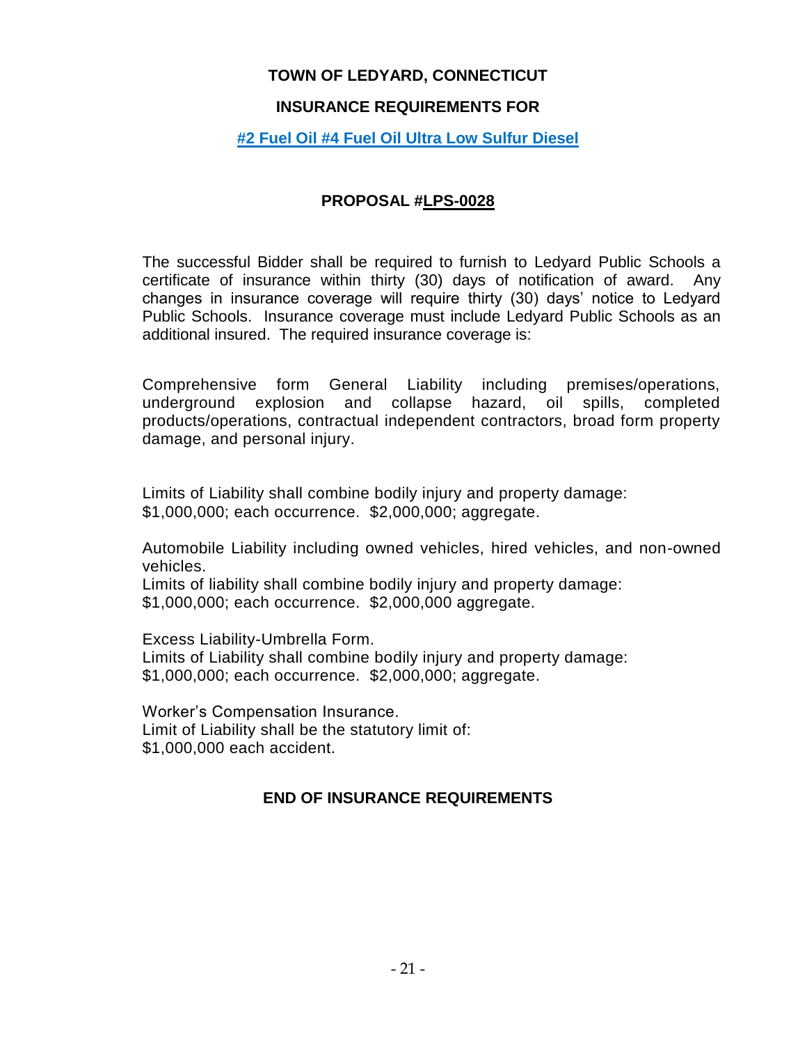**TOWN OF LEDYARD, CONNECTICUT**

**INSURANCE REQUIREMENTS FOR**

**#2 Fuel Oil #4 Fuel Oil Ultra Low Sulfur Diesel**

**PROPOSAL #LPS-0028**

The successful Bidder shall be required to furnish to Ledyard Public Schools a certificate of insurance within thirty (30) days of notification of award. Any changes in insurance coverage will require thirty (30) days' notice to Ledyard Public Schools. Insurance coverage must include Ledyard Public Schools as an additional insured. The required insurance coverage is:

Comprehensive form General Liability including premises/operations, underground explosion and collapse hazard, oil spills, completed products/operations, contractual independent contractors, broad form property damage, and personal injury.

Limits of Liability shall combine bodily injury and property damage:
$1,000,000; each occurrence. $2,000,000; aggregate.

Automobile Liability including owned vehicles, hired vehicles, and non-owned vehicles.
Limits of liability shall combine bodily injury and property damage:
$1,000,000; each occurrence. $2,000,000 aggregate.

Excess Liability-Umbrella Form.
Limits of Liability shall combine bodily injury and property damage:
$1,000,000; each occurrence. $2,000,000; aggregate.

Worker's Compensation Insurance.
Limit of Liability shall be the statutory limit of:
$1,000,000 each accident.

**END OF INSURANCE REQUIREMENTS**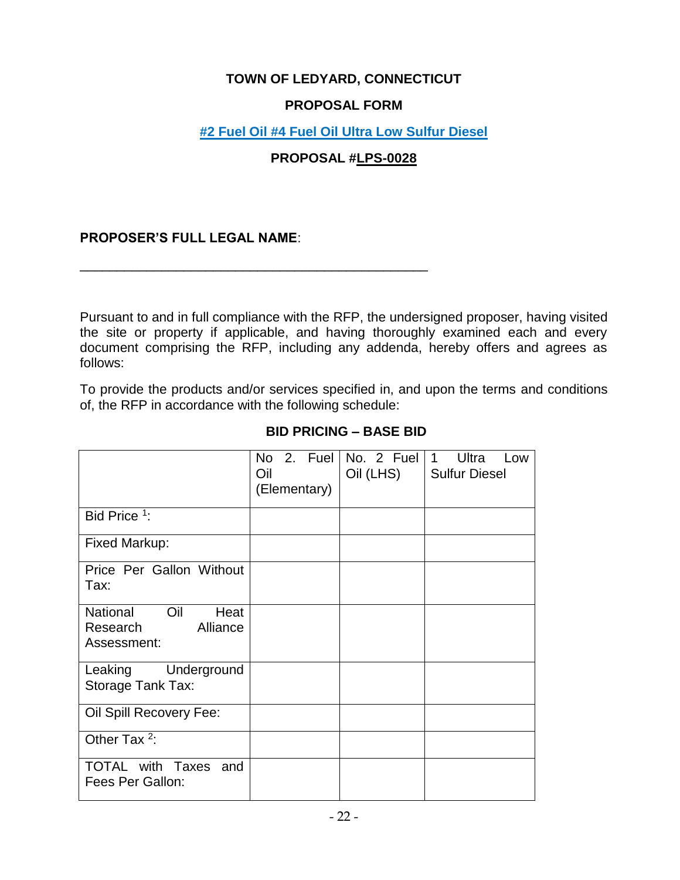**TOWN OF LEDYARD, CONNECTICUT**

**PROPOSAL FORM**

**#2 Fuel Oil #4 Fuel Oil Ultra Low Sulfur Diesel**

**PROPOSAL #LPS-0028**

**PROPOSER'S FULL LEGAL NAME**:

_______________________________________________

Pursuant to and in full compliance with the RFP, the undersigned proposer, having visited the site or property if applicable, and having thoroughly examined each and every document comprising the RFP, including any addenda, hereby offers and agrees as follows:

To provide the products and/or services specified in, and upon the terms and conditions of, the RFP in accordance with the following schedule:

**BID PRICING – BASE BID**

| | No 2. Fuel Oil (Elementary) | No. 2 Fuel Oil (LHS) | 1 Ultra Low Sulfur Diesel |
|---|---|---|---|
| Bid Price [1]: | | | |
| Fixed Markup: | | | |
| Price Per Gallon Without Tax: | | | |
| National Oil Heat Research Alliance Assessment: | | | |
| Leaking Underground Storage Tank Tax: | | | |
| Oil Spill Recovery Fee: | | | |
| Other Tax [2]: | | | |
| TOTAL with Taxes and Fees Per Gallon: | | | |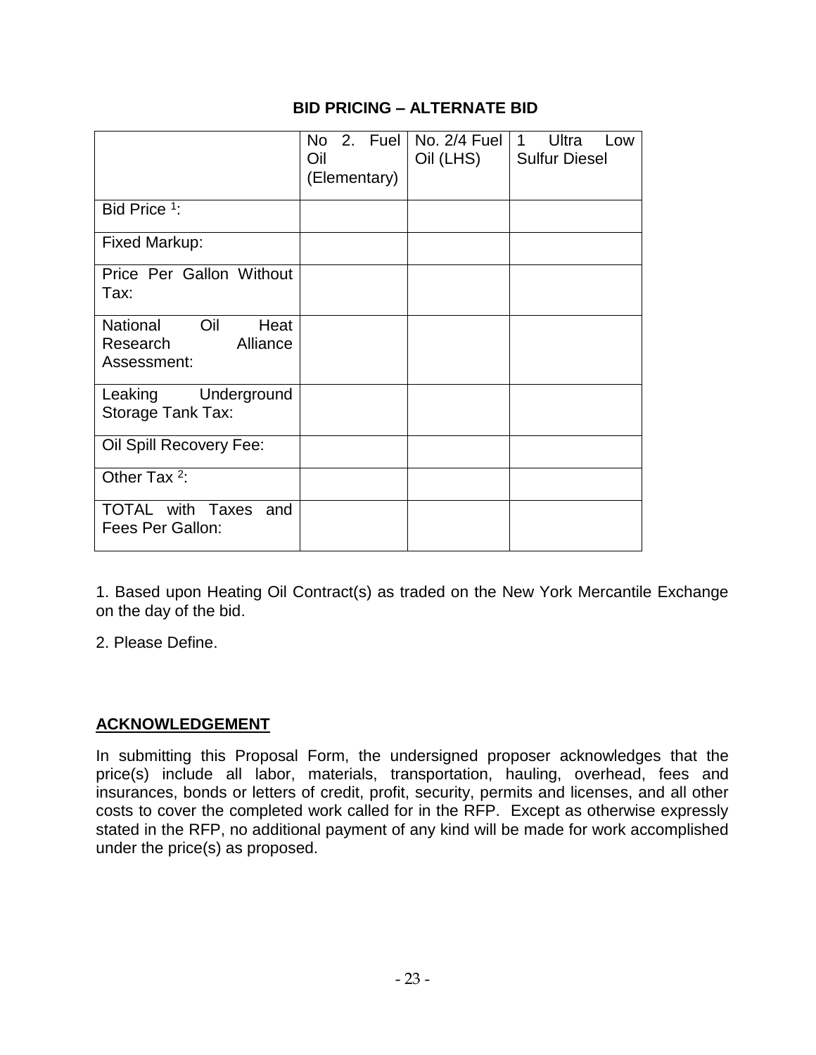**BID PRICING – ALTERNATE BID**

| | No 2. Fuel Oil (Elementary) | No. 2/4 Fuel Oil (LHS) | 1 Ultra Low Sulfur Diesel |
|---|---|---|---|
| Bid Price [1]: | | | |
| Fixed Markup: | | | |
| Price Per Gallon Without Tax: | | | |
| National Oil Heat Research Alliance Assessment: | | | |
| Leaking Underground Storage Tank Tax: | | | |
| Oil Spill Recovery Fee: | | | |
| Other Tax [2]: | | | |
| TOTAL with Taxes and Fees Per Gallon: | | | |

1. Based upon Heating Oil Contract(s) as traded on the New York Mercantile Exchange on the day of the bid.

2. Please Define.

**ACKNOWLEDGEMENT**

In submitting this Proposal Form, the undersigned proposer acknowledges that the price(s) include all labor, materials, transportation, hauling, overhead, fees and insurances, bonds or letters of credit, profit, security, permits and licenses, and all other costs to cover the completed work called for in the RFP. Except as otherwise expressly stated in the RFP, no additional payment of any kind will be made for work accomplished under the price(s) as proposed.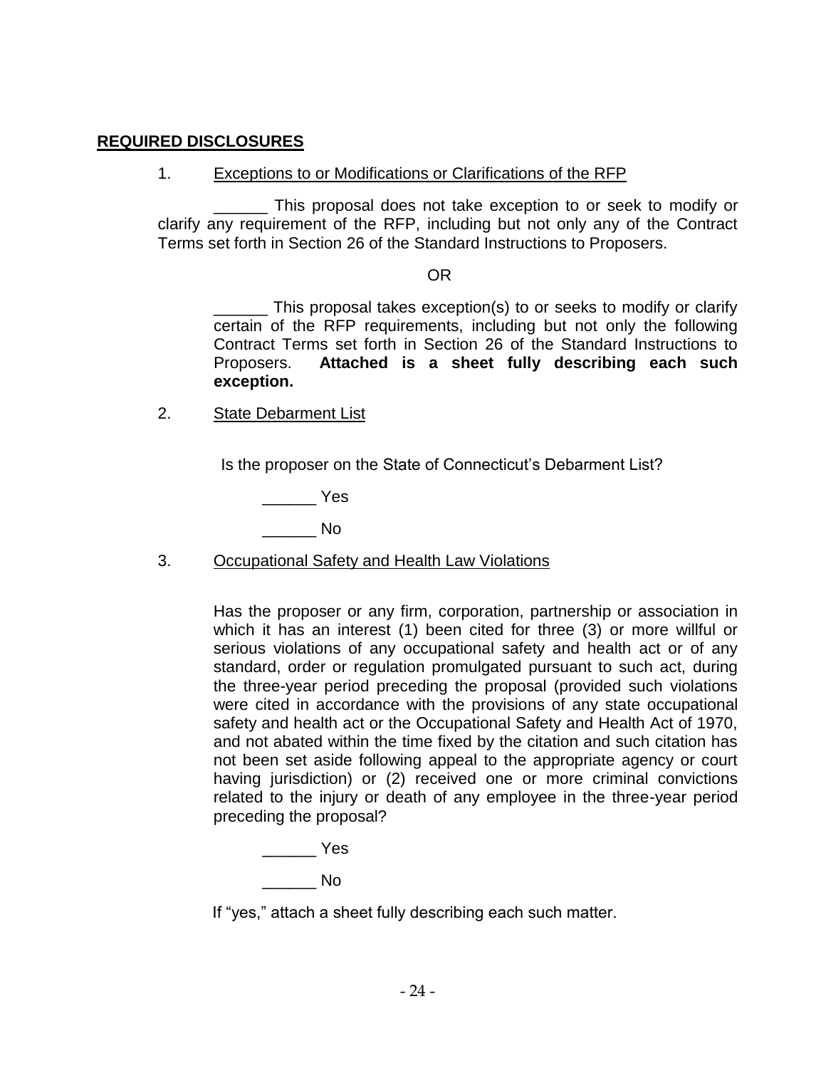## REQUIRED DISCLOSURES

1. Exceptions to or Modifications or Clarifications of the RFP

______ This proposal does not take exception to or seek to modify or clarify any requirement of the RFP, including but not only any of the Contract Terms set forth in Section 26 of the Standard Instructions to Proposers.

OR

______ This proposal takes exception(s) to or seeks to modify or clarify certain of the RFP requirements, including but not only the following Contract Terms set forth in Section 26 of the Standard Instructions to Proposers. **Attached is a sheet fully describing each such exception.**

2. State Debarment List

Is the proposer on the State of Connecticut's Debarment List?

______ Yes

______ No

3. Occupational Safety and Health Law Violations

Has the proposer or any firm, corporation, partnership or association in which it has an interest (1) been cited for three (3) or more willful or serious violations of any occupational safety and health act or of any standard, order or regulation promulgated pursuant to such act, during the three-year period preceding the proposal (provided such violations were cited in accordance with the provisions of any state occupational safety and health act or the Occupational Safety and Health Act of 1970, and not abated within the time fixed by the citation and such citation has not been set aside following appeal to the appropriate agency or court having jurisdiction) or (2) received one or more criminal convictions related to the injury or death of any employee in the three-year period preceding the proposal?

______ Yes

______ No

If "yes," attach a sheet fully describing each such matter.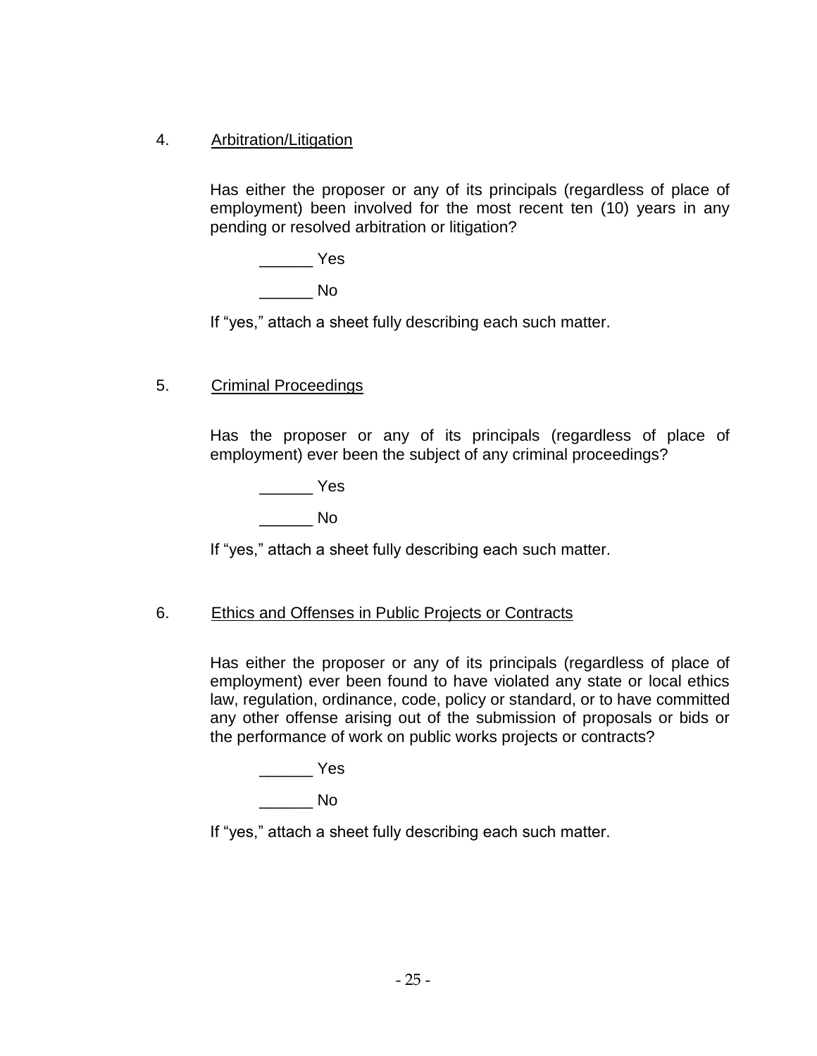4. <u>Arbitration/Litigation</u>

Has either the proposer or any of its principals (regardless of place of employment) been involved for the most recent ten (10) years in any pending or resolved arbitration or litigation?

______ Yes

______ No

If "yes," attach a sheet fully describing each such matter.

5. <u>Criminal Proceedings</u>

Has the proposer or any of its principals (regardless of place of employment) ever been the subject of any criminal proceedings?

______ Yes

______ No

If "yes," attach a sheet fully describing each such matter.

6. <u>Ethics and Offenses in Public Projects or Contracts</u>

Has either the proposer or any of its principals (regardless of place of employment) ever been found to have violated any state or local ethics law, regulation, ordinance, code, policy or standard, or to have committed any other offense arising out of the submission of proposals or bids or the performance of work on public works projects or contracts?

______ Yes

______ No

If "yes," attach a sheet fully describing each such matter.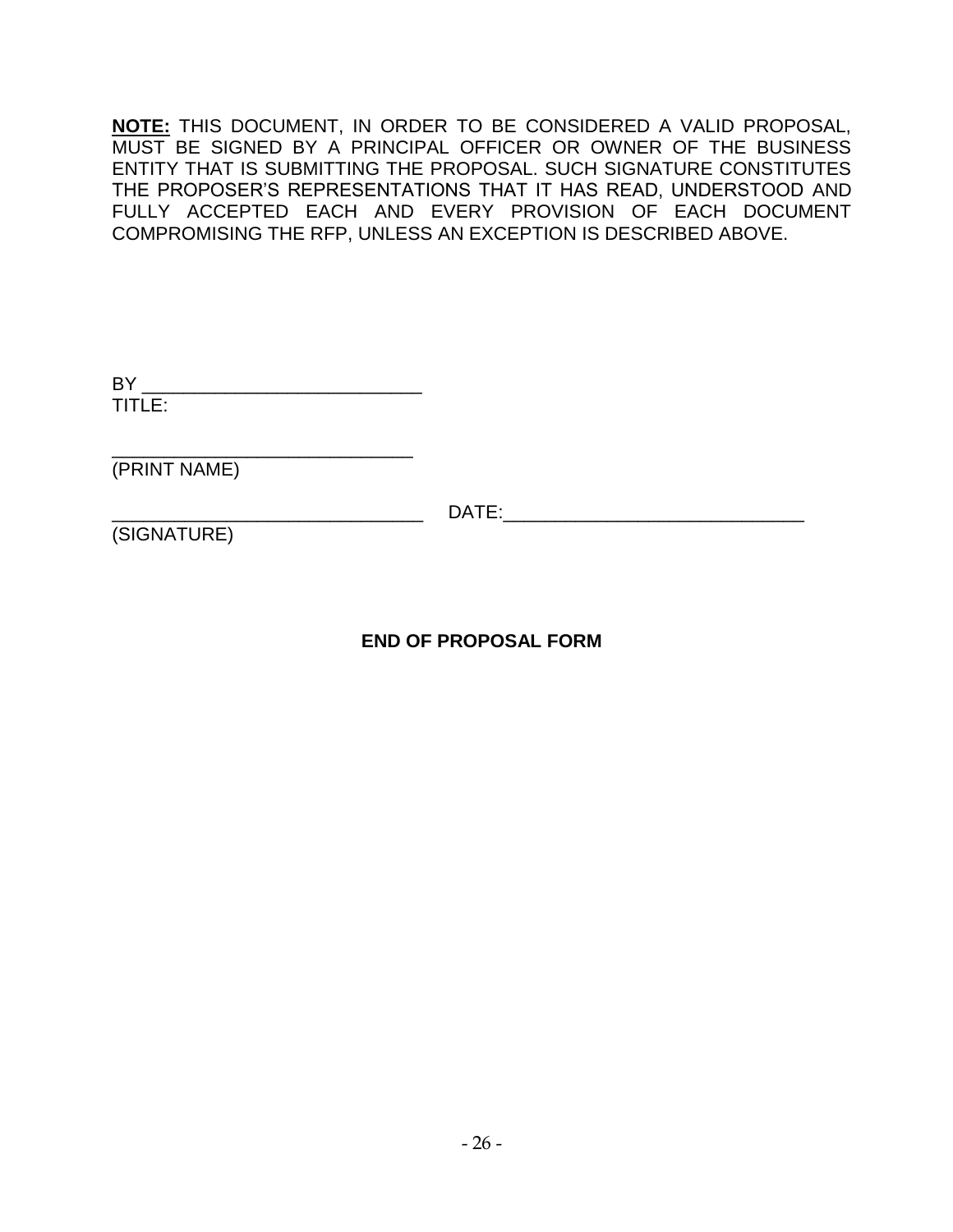**NOTE:** THIS DOCUMENT, IN ORDER TO BE CONSIDERED A VALID PROPOSAL, MUST BE SIGNED BY A PRINCIPAL OFFICER OR OWNER OF THE BUSINESS ENTITY THAT IS SUBMITTING THE PROPOSAL. SUCH SIGNATURE CONSTITUTES THE PROPOSER'S REPRESENTATIONS THAT IT HAS READ, UNDERSTOOD AND FULLY ACCEPTED EACH AND EVERY PROVISION OF EACH DOCUMENT COMPROMISING THE RFP, UNLESS AN EXCEPTION IS DESCRIBED ABOVE.

BY ___________________________
TITLE:

______________________________
(PRINT NAME)

_______________________________ DATE:_____________________________
(SIGNATURE)

**END OF PROPOSAL FORM**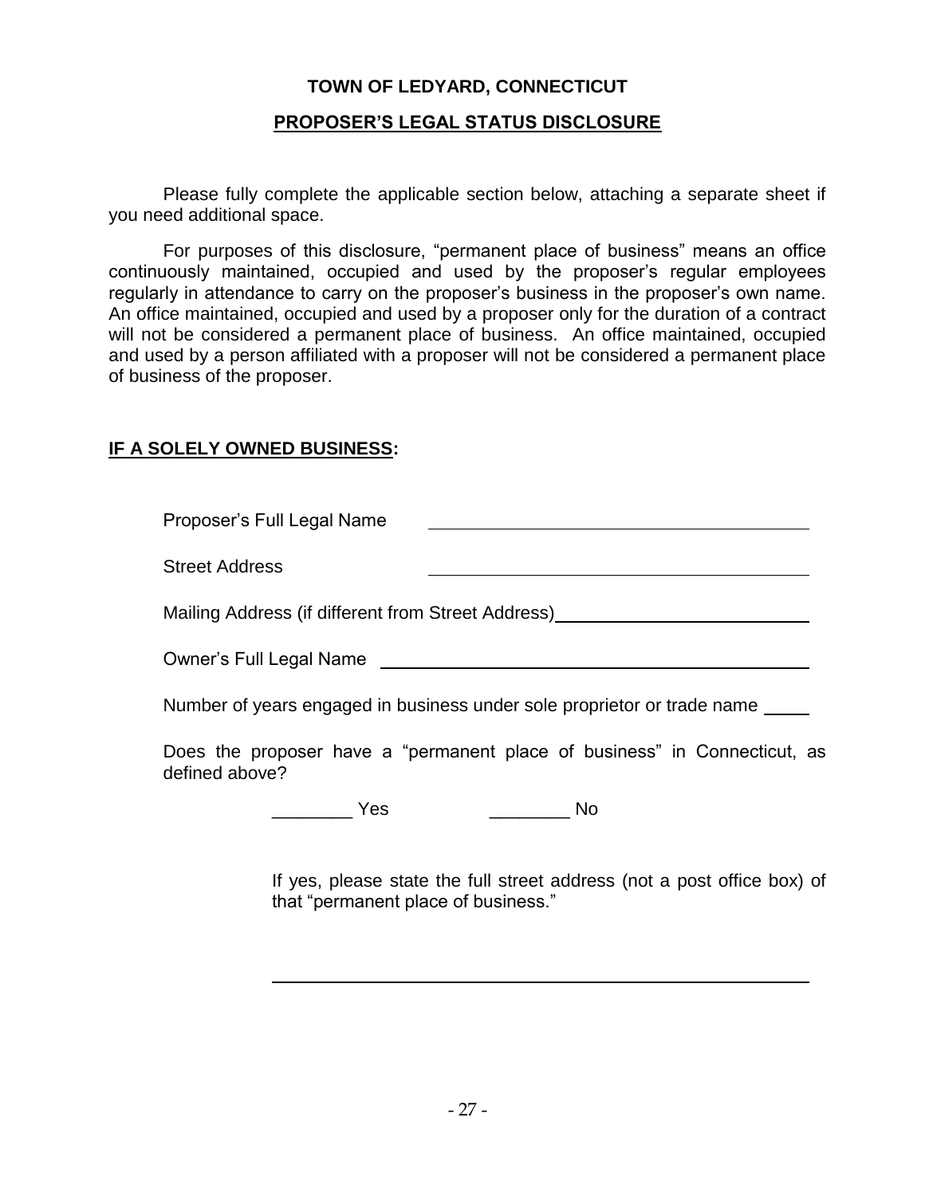**TOWN OF LEDYARD, CONNECTICUT**

**PROPOSER'S LEGAL STATUS DISCLOSURE**

Please fully complete the applicable section below, attaching a separate sheet if you need additional space.

For purposes of this disclosure, "permanent place of business" means an office continuously maintained, occupied and used by the proposer's regular employees regularly in attendance to carry on the proposer's business in the proposer's own name. An office maintained, occupied and used by a proposer only for the duration of a contract will not be considered a permanent place of business. An office maintained, occupied and used by a person affiliated with a proposer will not be considered a permanent place of business of the proposer.

**IF A SOLELY OWNED BUSINESS:**

Proposer's Full Legal Name ________________________________________

Street Address ________________________________________

Mailing Address (if different from Street Address) __________________________

Owner's Full Legal Name ______________________________________________

Number of years engaged in business under sole proprietor or trade name _____

Does the proposer have a "permanent place of business" in Connecticut, as defined above?

________ Yes ________ No

If yes, please state the full street address (not a post office box) of that "permanent place of business."

______________________________________________________________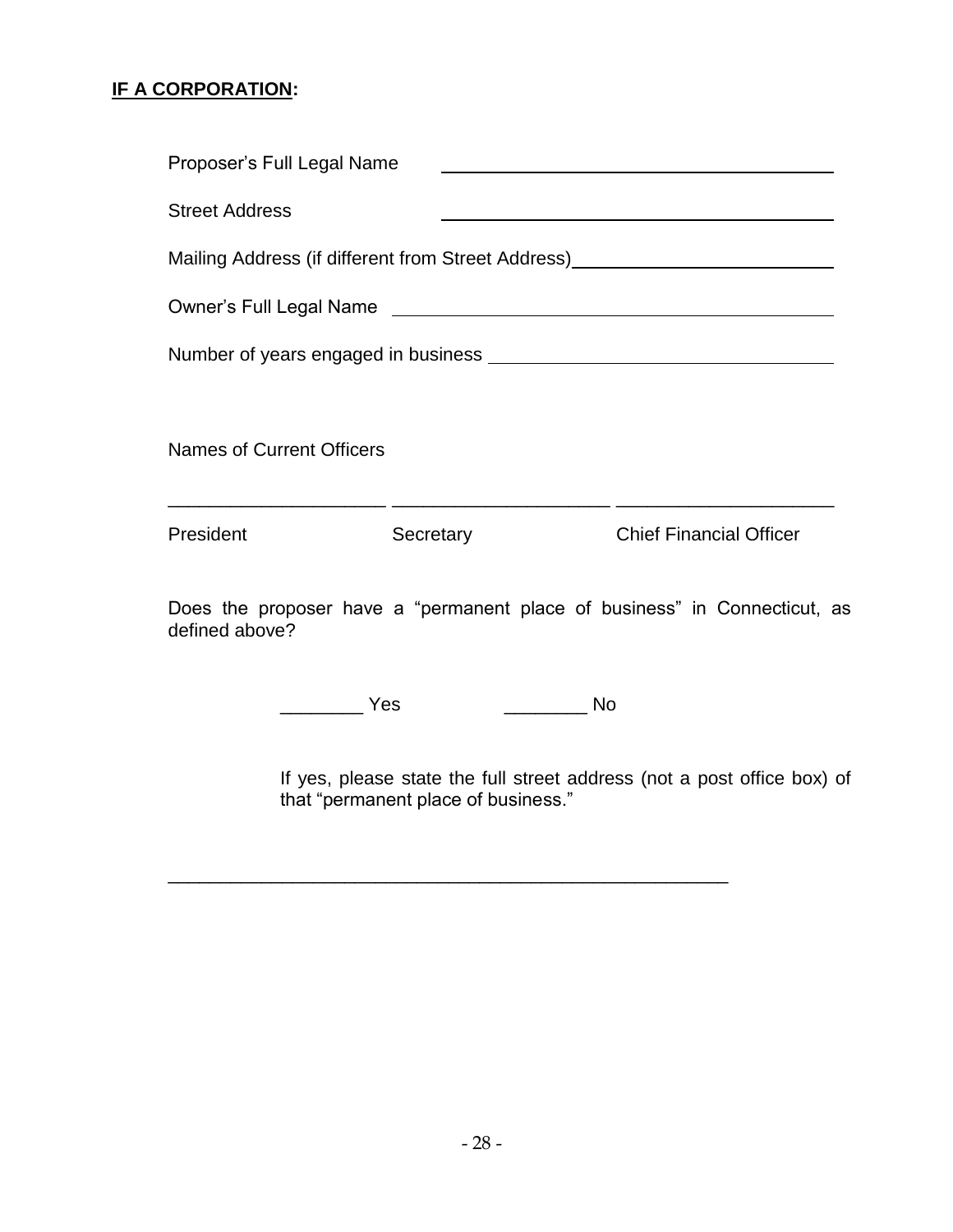**IF A CORPORATION:**

Proposer's Full Legal Name ______________________________

Street Address ______________________________

Mailing Address (if different from Street Address) ______________________________

Owner's Full Legal Name ______________________________

Number of years engaged in business ______________________________

Names of Current Officers

| | | |
|---|---|---|
| ____________________ | ____________________ | ____________________ |
| President | Secretary | Chief Financial Officer |

Does the proposer have a "permanent place of business" in Connecticut, as defined above?

________ Yes ________ No

If yes, please state the full street address (not a post office box) of that "permanent place of business."

______________________________________________________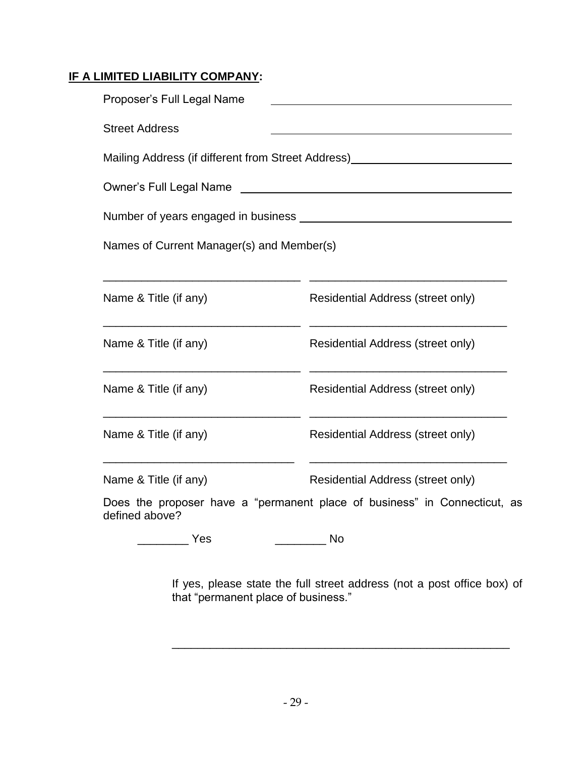**IF A LIMITED LIABILITY COMPANY:**

Proposer's Full Legal Name \_\_\_\_\_\_\_\_\_\_\_\_\_\_\_\_\_\_\_\_\_\_\_\_\_\_\_\_\_\_\_\_\_\_\_\_\_\_

Street Address \_\_\_\_\_\_\_\_\_\_\_\_\_\_\_\_\_\_\_\_\_\_\_\_\_\_\_\_\_\_\_\_\_\_\_\_\_\_

Mailing Address (if different from Street Address)\_\_\_\_\_\_\_\_\_\_\_\_\_\_\_\_\_\_\_\_\_\_\_\_\_\_

Owner's Full Legal Name \_\_\_\_\_\_\_\_\_\_\_\_\_\_\_\_\_\_\_\_\_\_\_\_\_\_\_\_\_\_\_\_\_\_\_\_\_\_\_\_\_\_\_\_

Number of years engaged in business \_\_\_\_\_\_\_\_\_\_\_\_\_\_\_\_\_\_\_\_\_\_\_\_\_\_\_\_\_\_\_\_\_\_

Names of Current Manager(s) and Member(s)

\_\_\_\_\_\_\_\_\_\_\_\_\_\_\_\_\_\_\_\_\_\_\_\_\_\_\_\_\_\_\_ \_\_\_\_\_\_\_\_\_\_\_\_\_\_\_\_\_\_\_\_\_\_\_\_\_\_\_\_\_\_\_

Name & Title (if any) Residential Address (street only)

\_\_\_\_\_\_\_\_\_\_\_\_\_\_\_\_\_\_\_\_\_\_\_\_\_\_\_\_\_\_\_ \_\_\_\_\_\_\_\_\_\_\_\_\_\_\_\_\_\_\_\_\_\_\_\_\_\_\_\_\_\_\_

Name & Title (if any) Residential Address (street only)

\_\_\_\_\_\_\_\_\_\_\_\_\_\_\_\_\_\_\_\_\_\_\_\_\_\_\_\_\_\_\_ \_\_\_\_\_\_\_\_\_\_\_\_\_\_\_\_\_\_\_\_\_\_\_\_\_\_\_\_\_\_\_

Name & Title (if any) Residential Address (street only)

\_\_\_\_\_\_\_\_\_\_\_\_\_\_\_\_\_\_\_\_\_\_\_\_\_\_\_\_\_\_\_ \_\_\_\_\_\_\_\_\_\_\_\_\_\_\_\_\_\_\_\_\_\_\_\_\_\_\_\_\_\_\_

Name & Title (if any) Residential Address (street only)

\_\_\_\_\_\_\_\_\_\_\_\_\_\_\_\_\_\_\_\_\_\_\_\_\_\_\_\_\_\_\_ \_\_\_\_\_\_\_\_\_\_\_\_\_\_\_\_\_\_\_\_\_\_\_\_\_\_\_\_\_\_\_

Name & Title (if any) Residential Address (street only)

Does the proposer have a "permanent place of business" in Connecticut, as defined above?

\_\_\_\_\_\_\_\_ Yes \_\_\_\_\_\_\_\_ No

If yes, please state the full street address (not a post office box) of that "permanent place of business."

\_\_\_\_\_\_\_\_\_\_\_\_\_\_\_\_\_\_\_\_\_\_\_\_\_\_\_\_\_\_\_\_\_\_\_\_\_\_\_\_\_\_\_\_\_\_\_\_\_\_\_\_\_\_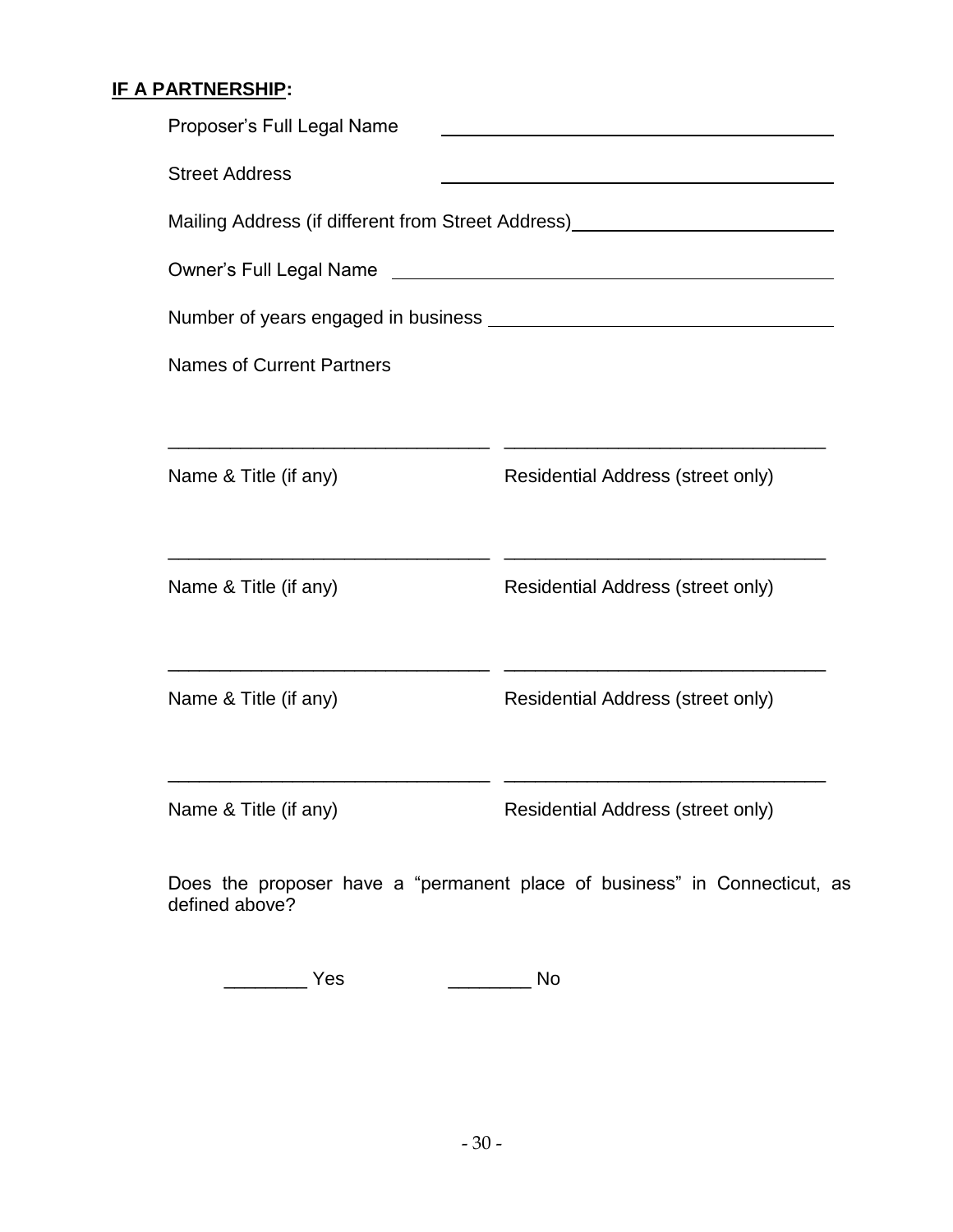**IF A PARTNERSHIP:**

Proposer's Full Legal Name ________________________________________

Street Address ________________________________________

Mailing Address (if different from Street Address) __________________________

Owner's Full Legal Name ________________________________________

Number of years engaged in business ________________________________

Names of Current Partners

_______________________________ _______________________________

Name & Title (if any) Residential Address (street only)

_______________________________ _______________________________

Name & Title (if any) Residential Address (street only)

_______________________________ _______________________________

Name & Title (if any) Residential Address (street only)

_______________________________ _______________________________

Name & Title (if any) Residential Address (street only)

Does the proposer have a "permanent place of business" in Connecticut, as defined above?

________ Yes ________ No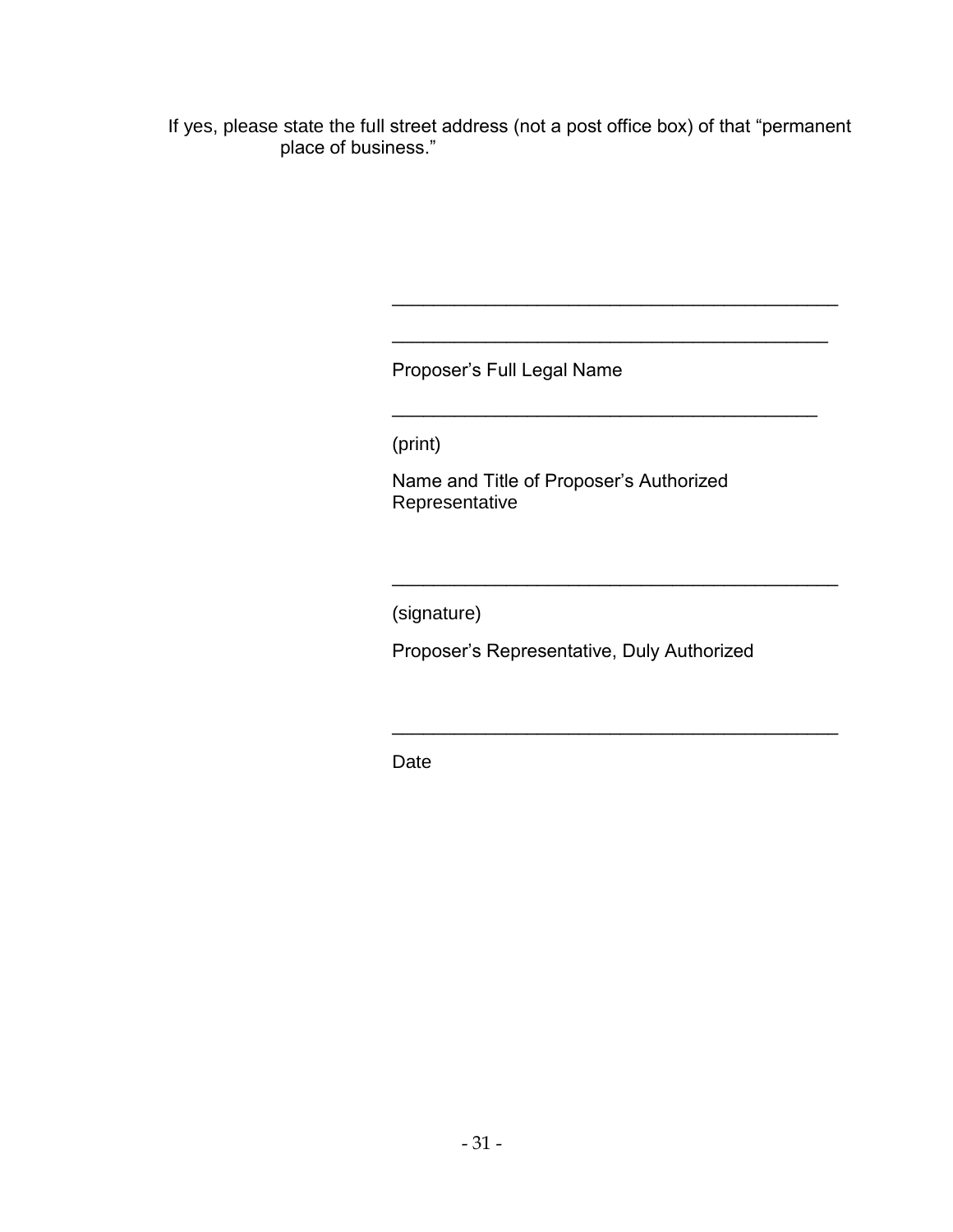If yes, please state the full street address (not a post office box) of that "permanent place of business."

___________________________________________

___________________________________________

Proposer's Full Legal Name

___________________________________________

(print)

Name and Title of Proposer's Authorized Representative

___________________________________________

(signature)

Proposer's Representative, Duly Authorized

___________________________________________

Date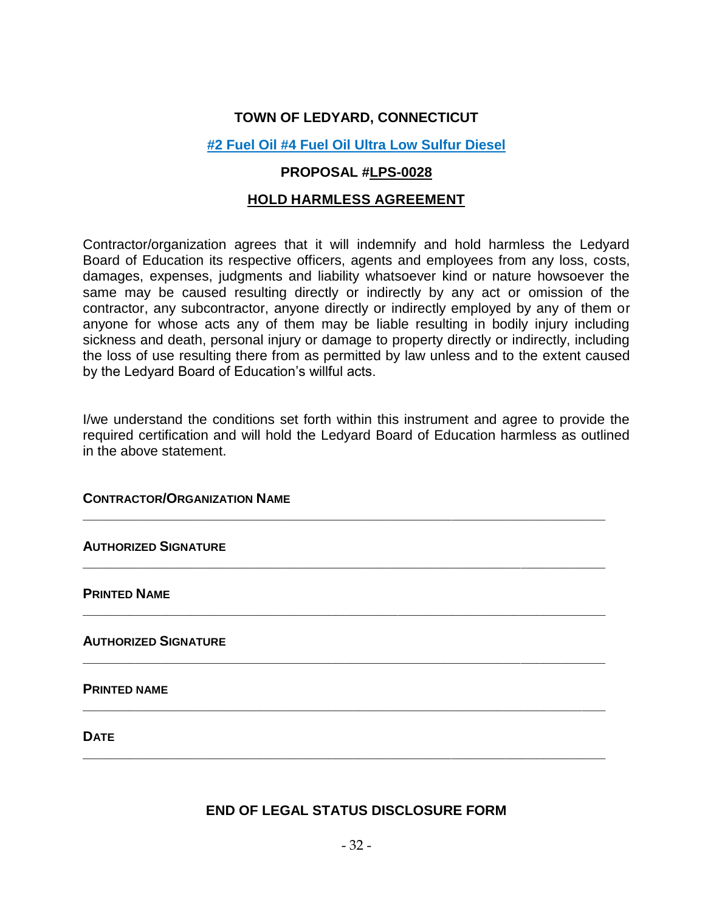**TOWN OF LEDYARD, CONNECTICUT**

**#2 Fuel Oil #4 Fuel Oil Ultra Low Sulfur Diesel**

**PROPOSAL #LPS-0028**

## HOLD HARMLESS AGREEMENT

Contractor/organization agrees that it will indemnify and hold harmless the Ledyard Board of Education its respective officers, agents and employees from any loss, costs, damages, expenses, judgments and liability whatsoever kind or nature howsoever the same may be caused resulting directly or indirectly by any act or omission of the contractor, any subcontractor, anyone directly or indirectly employed by any of them or anyone for whose acts any of them may be liable resulting in bodily injury including sickness and death, personal injury or damage to property directly or indirectly, including the loss of use resulting there from as permitted by law unless and to the extent caused by the Ledyard Board of Education's willful acts.

I/we understand the conditions set forth within this instrument and agree to provide the required certification and will hold the Ledyard Board of Education harmless as outlined in the above statement.

**CONTRACTOR/ORGANIZATION NAME**

\_\_\_\_\_\_\_\_\_\_\_\_\_\_\_\_\_\_\_\_\_\_\_\_\_\_\_\_\_\_\_\_\_\_\_\_\_\_\_\_\_\_\_\_\_\_\_\_\_\_\_\_\_\_\_\_\_\_\_\_

**AUTHORIZED SIGNATURE**

\_\_\_\_\_\_\_\_\_\_\_\_\_\_\_\_\_\_\_\_\_\_\_\_\_\_\_\_\_\_\_\_\_\_\_\_\_\_\_\_\_\_\_\_\_\_\_\_\_\_\_\_\_\_\_\_\_\_\_\_

**PRINTED NAME**

\_\_\_\_\_\_\_\_\_\_\_\_\_\_\_\_\_\_\_\_\_\_\_\_\_\_\_\_\_\_\_\_\_\_\_\_\_\_\_\_\_\_\_\_\_\_\_\_\_\_\_\_\_\_\_\_\_\_\_\_

**AUTHORIZED SIGNATURE**

\_\_\_\_\_\_\_\_\_\_\_\_\_\_\_\_\_\_\_\_\_\_\_\_\_\_\_\_\_\_\_\_\_\_\_\_\_\_\_\_\_\_\_\_\_\_\_\_\_\_\_\_\_\_\_\_\_\_\_\_

**PRINTED NAME**

\_\_\_\_\_\_\_\_\_\_\_\_\_\_\_\_\_\_\_\_\_\_\_\_\_\_\_\_\_\_\_\_\_\_\_\_\_\_\_\_\_\_\_\_\_\_\_\_\_\_\_\_\_\_\_\_\_\_\_\_

**DATE**

\_\_\_\_\_\_\_\_\_\_\_\_\_\_\_\_\_\_\_\_\_\_\_\_\_\_\_\_\_\_\_\_\_\_\_\_\_\_\_\_\_\_\_\_\_\_\_\_\_\_\_\_\_\_\_\_\_\_\_\_

**END OF LEGAL STATUS DISCLOSURE FORM**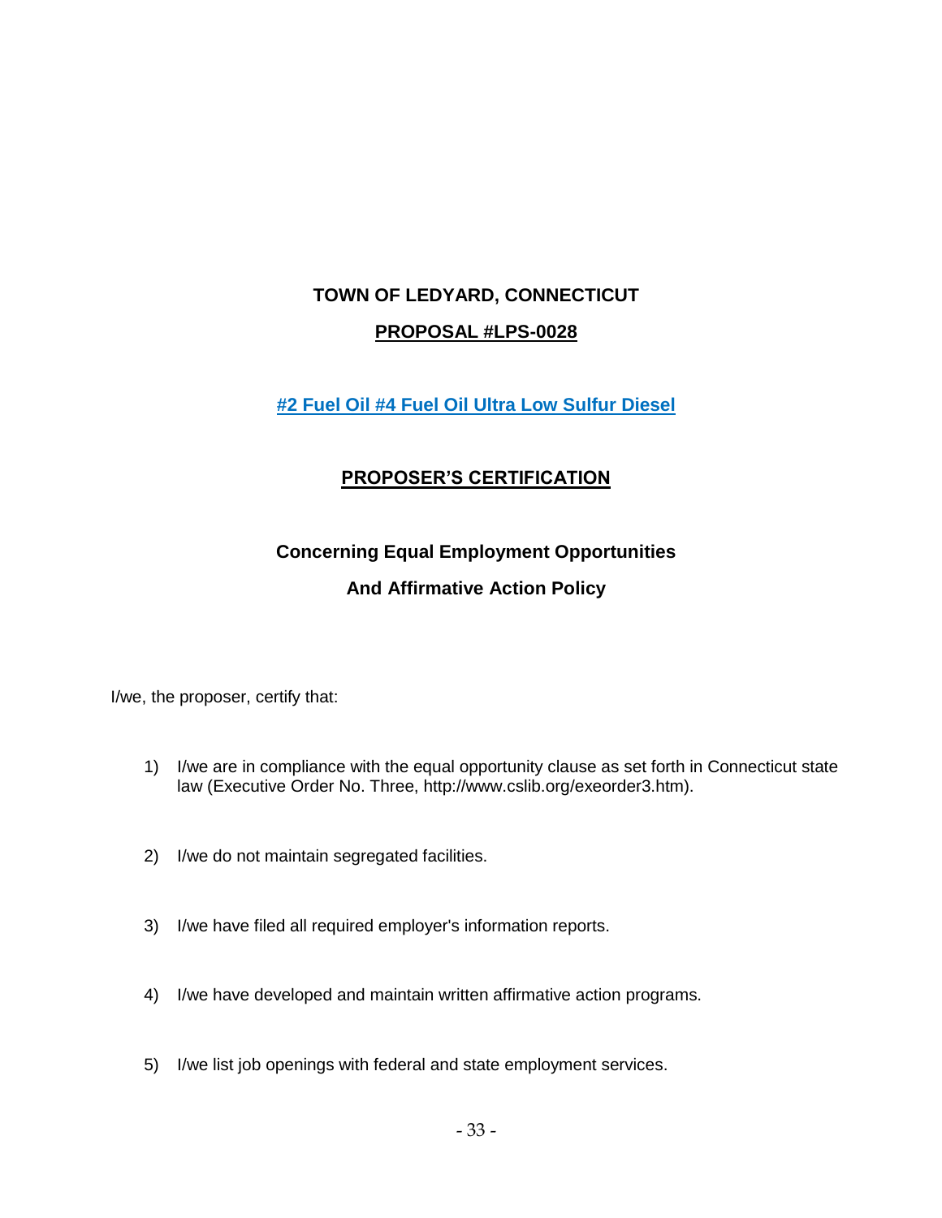**TOWN OF LEDYARD, CONNECTICUT**

**PROPOSAL #LPS-0028**

**#2 Fuel Oil #4 Fuel Oil Ultra Low Sulfur Diesel**

## PROPOSER'S CERTIFICATION

**Concerning Equal Employment Opportunities**

**And Affirmative Action Policy**

I/we, the proposer, certify that:

1) I/we are in compliance with the equal opportunity clause as set forth in Connecticut state law (Executive Order No. Three, http://www.cslib.org/exeorder3.htm).

2) I/we do not maintain segregated facilities.

3) I/we have filed all required employer's information reports.

4) I/we have developed and maintain written affirmative action programs.

5) I/we list job openings with federal and state employment services.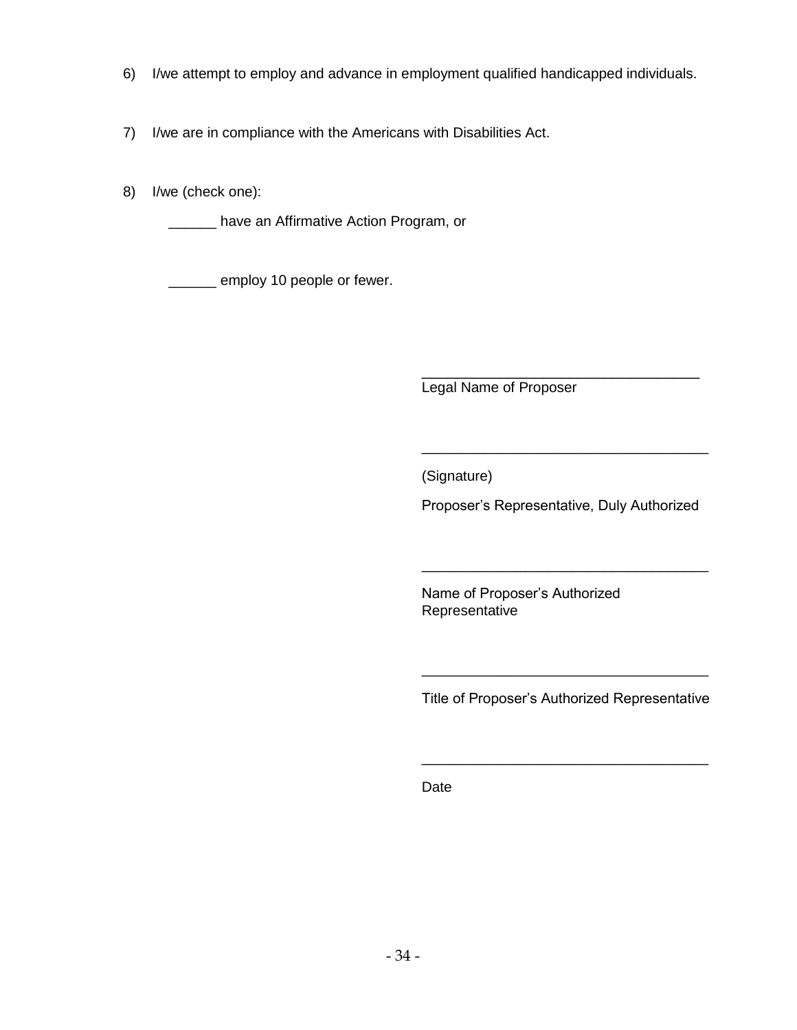6) I/we attempt to employ and advance in employment qualified handicapped individuals.

7) I/we are in compliance with the Americans with Disabilities Act.

8) I/we (check one):

   ______ have an Affirmative Action Program, or

   ______ employ 10 people or fewer.

___________________________________
Legal Name of Proposer

___________________________________
(Signature)
Proposer's Representative, Duly Authorized

___________________________________
Name of Proposer's Authorized Representative

___________________________________
Title of Proposer's Authorized Representative

___________________________________
Date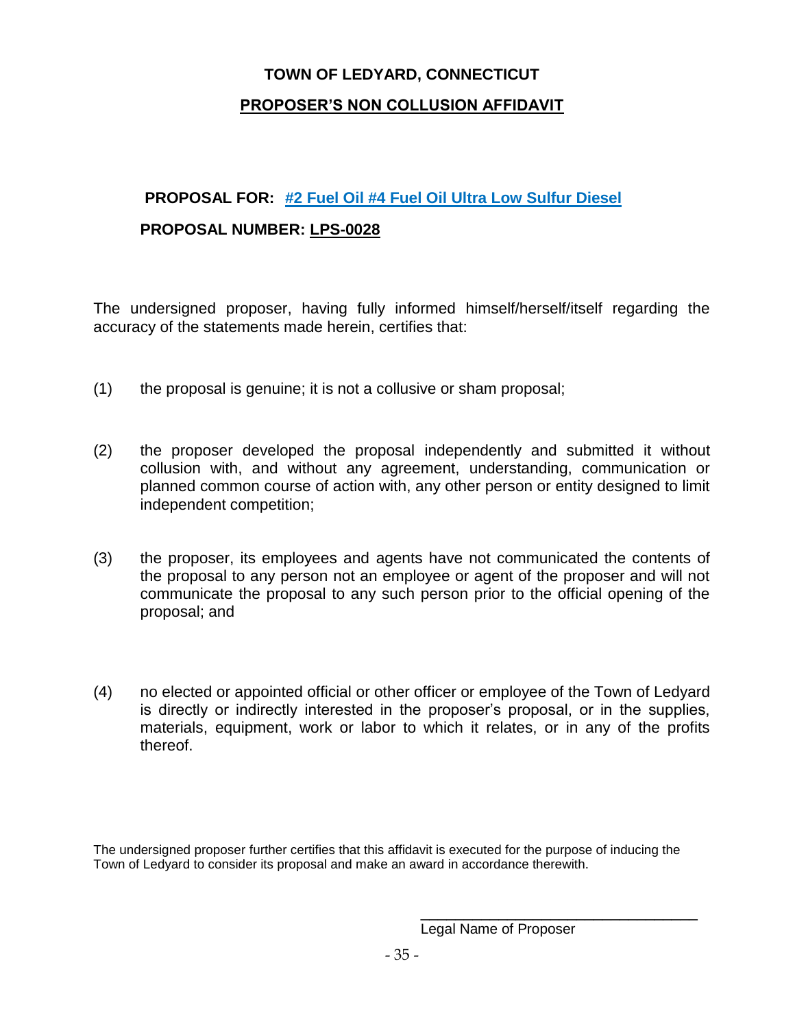# TOWN OF LEDYARD, CONNECTICUT

## PROPOSER'S NON COLLUSION AFFIDAVIT

**PROPOSAL FOR: #2 Fuel Oil #4 Fuel Oil Ultra Low Sulfur Diesel**

**PROPOSAL NUMBER: LPS-0028**

The undersigned proposer, having fully informed himself/herself/itself regarding the accuracy of the statements made herein, certifies that:

(1) the proposal is genuine; it is not a collusive or sham proposal;

(2) the proposer developed the proposal independently and submitted it without collusion with, and without any agreement, understanding, communication or planned common course of action with, any other person or entity designed to limit independent competition;

(3) the proposer, its employees and agents have not communicated the contents of the proposal to any person not an employee or agent of the proposer and will not communicate the proposal to any such person prior to the official opening of the proposal; and

(4) no elected or appointed official or other officer or employee of the Town of Ledyard is directly or indirectly interested in the proposer's proposal, or in the supplies, materials, equipment, work or labor to which it relates, or in any of the profits thereof.

The undersigned proposer further certifies that this affidavit is executed for the purpose of inducing the Town of Ledyard to consider its proposal and make an award in accordance therewith.

\_\_\_\_\_\_\_\_\_\_\_\_\_\_\_\_\_\_\_\_\_\_\_\_\_\_\_\_\_\_\_\_\_\_

Legal Name of Proposer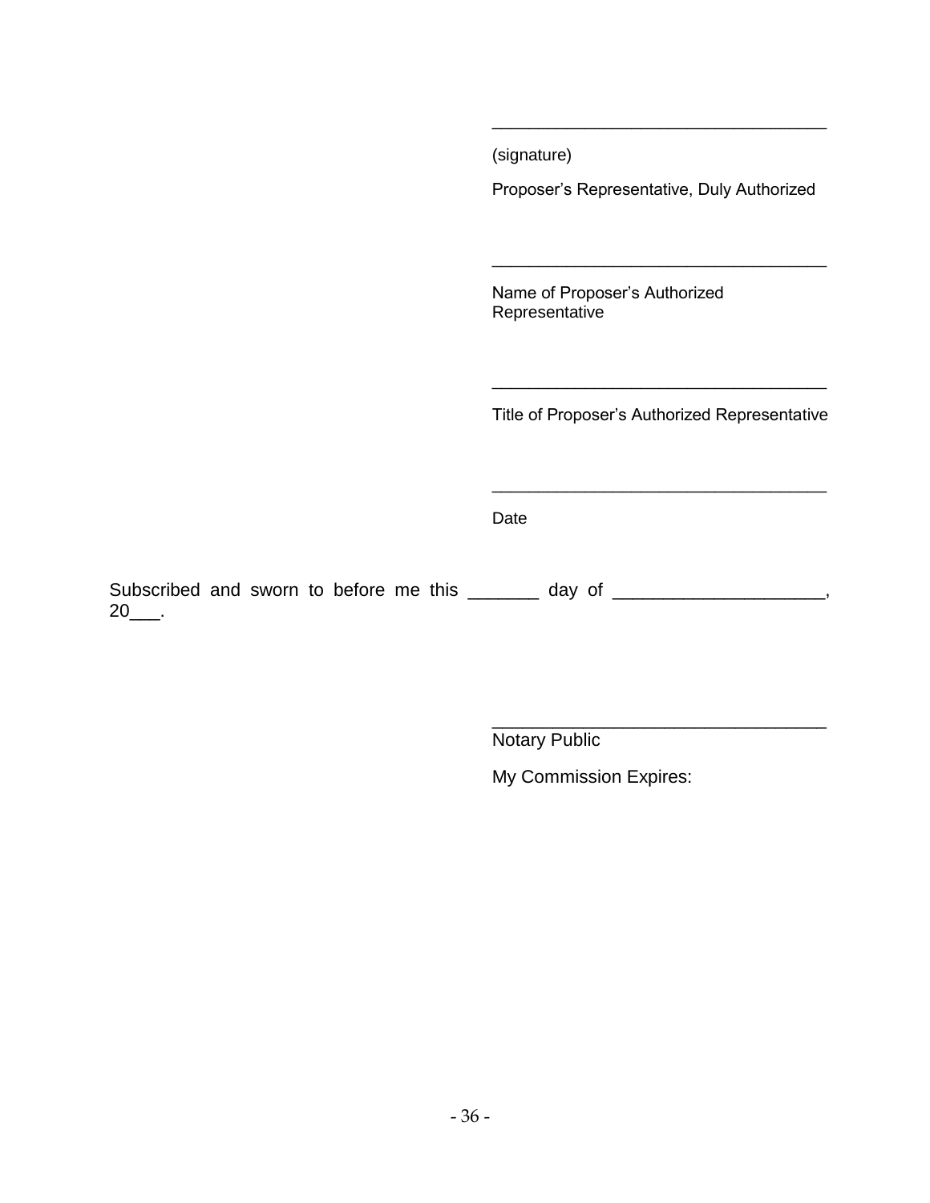\_\_\_\_\_\_\_\_\_\_\_\_\_\_\_\_\_\_\_\_\_\_\_\_\_\_\_\_\_\_\_\_\_\_\_

(signature)

Proposer’s Representative, Duly Authorized

\_\_\_\_\_\_\_\_\_\_\_\_\_\_\_\_\_\_\_\_\_\_\_\_\_\_\_\_\_\_\_\_\_\_\_

Name of Proposer’s Authorized Representative

\_\_\_\_\_\_\_\_\_\_\_\_\_\_\_\_\_\_\_\_\_\_\_\_\_\_\_\_\_\_\_\_\_\_\_

Title of Proposer’s Authorized Representative

\_\_\_\_\_\_\_\_\_\_\_\_\_\_\_\_\_\_\_\_\_\_\_\_\_\_\_\_\_\_\_\_\_\_\_

Date

Subscribed and sworn to before me this \_\_\_\_\_\_\_ day of \_\_\_\_\_\_\_\_\_\_\_\_\_\_\_\_\_\_\_\_, 20\_\_\_.

\_\_\_\_\_\_\_\_\_\_\_\_\_\_\_\_\_\_\_\_\_\_\_\_\_\_\_\_\_\_\_\_\_\_\_

Notary Public

My Commission Expires: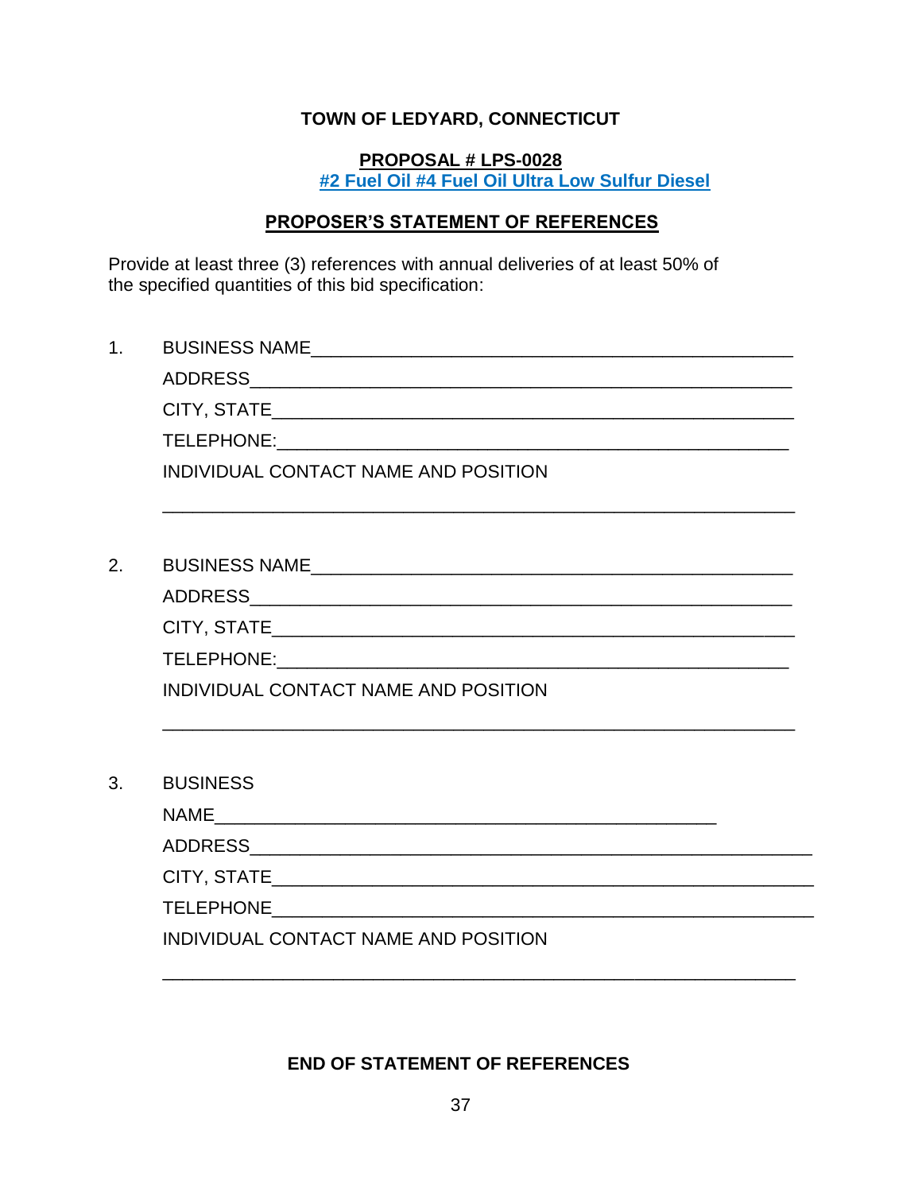**TOWN OF LEDYARD, CONNECTICUT**

**PROPOSAL # LPS-0028**
**#2 Fuel Oil #4 Fuel Oil Ultra Low Sulfur Diesel**

**PROPOSER'S STATEMENT OF REFERENCES**

Provide at least three (3) references with annual deliveries of at least 50% of the specified quantities of this bid specification:

1. BUSINESS NAME_______________________________________________

   ADDRESS___________________________________________________

   CITY, STATE_________________________________________________

   TELEPHONE:_________________________________________________

   INDIVIDUAL CONTACT NAME AND POSITION

   __________________________________________________________

2. BUSINESS NAME_______________________________________________

   ADDRESS___________________________________________________

   CITY, STATE_________________________________________________

   TELEPHONE:_________________________________________________

   INDIVIDUAL CONTACT NAME AND POSITION

   __________________________________________________________

3. BUSINESS

   NAME_______________________________________________

   ADDRESS___________________________________________________

   CITY, STATE_________________________________________________

   TELEPHONE__________________________________________________

   INDIVIDUAL CONTACT NAME AND POSITION

   __________________________________________________________

**END OF STATEMENT OF REFERENCES**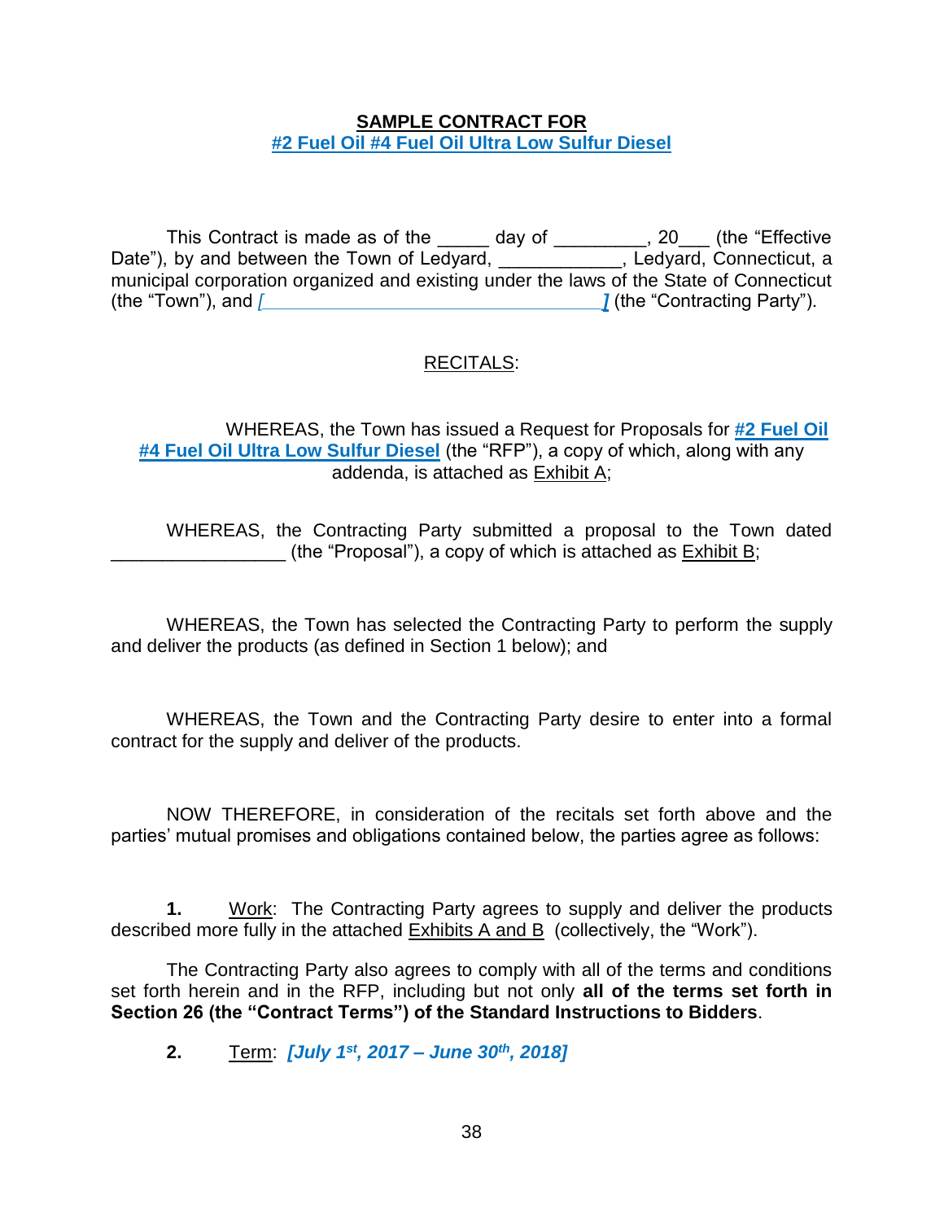**SAMPLE CONTRACT FOR**
**#2 Fuel Oil #4 Fuel Oil Ultra Low Sulfur Diesel**

This Contract is made as of the _____ day of _________, 20___ (the "Effective Date"), by and between the Town of Ledyard, ____________, Ledyard, Connecticut, a municipal corporation organized and existing under the laws of the State of Connecticut (the "Town"), and *[__________________________________]* (the "Contracting Party").

RECITALS:

WHEREAS, the Town has issued a Request for Proposals for **#2 Fuel Oil #4 Fuel Oil Ultra Low Sulfur Diesel** (the "RFP"), a copy of which, along with any addenda, is attached as Exhibit A;

WHEREAS, the Contracting Party submitted a proposal to the Town dated _________________ (the "Proposal"), a copy of which is attached as Exhibit B;

WHEREAS, the Town has selected the Contracting Party to perform the supply and deliver the products (as defined in Section 1 below); and

WHEREAS, the Town and the Contracting Party desire to enter into a formal contract for the supply and deliver of the products.

NOW THEREFORE, in consideration of the recitals set forth above and the parties' mutual promises and obligations contained below, the parties agree as follows:

**1.** Work: The Contracting Party agrees to supply and deliver the products described more fully in the attached Exhibits A and B (collectively, the "Work").

The Contracting Party also agrees to comply with all of the terms and conditions set forth herein and in the RFP, including but not only **all of the terms set forth in Section 26 (the "Contract Terms") of the Standard Instructions to Bidders**.

**2.** Term: ***[July 1st, 2017 – June 30th, 2018]***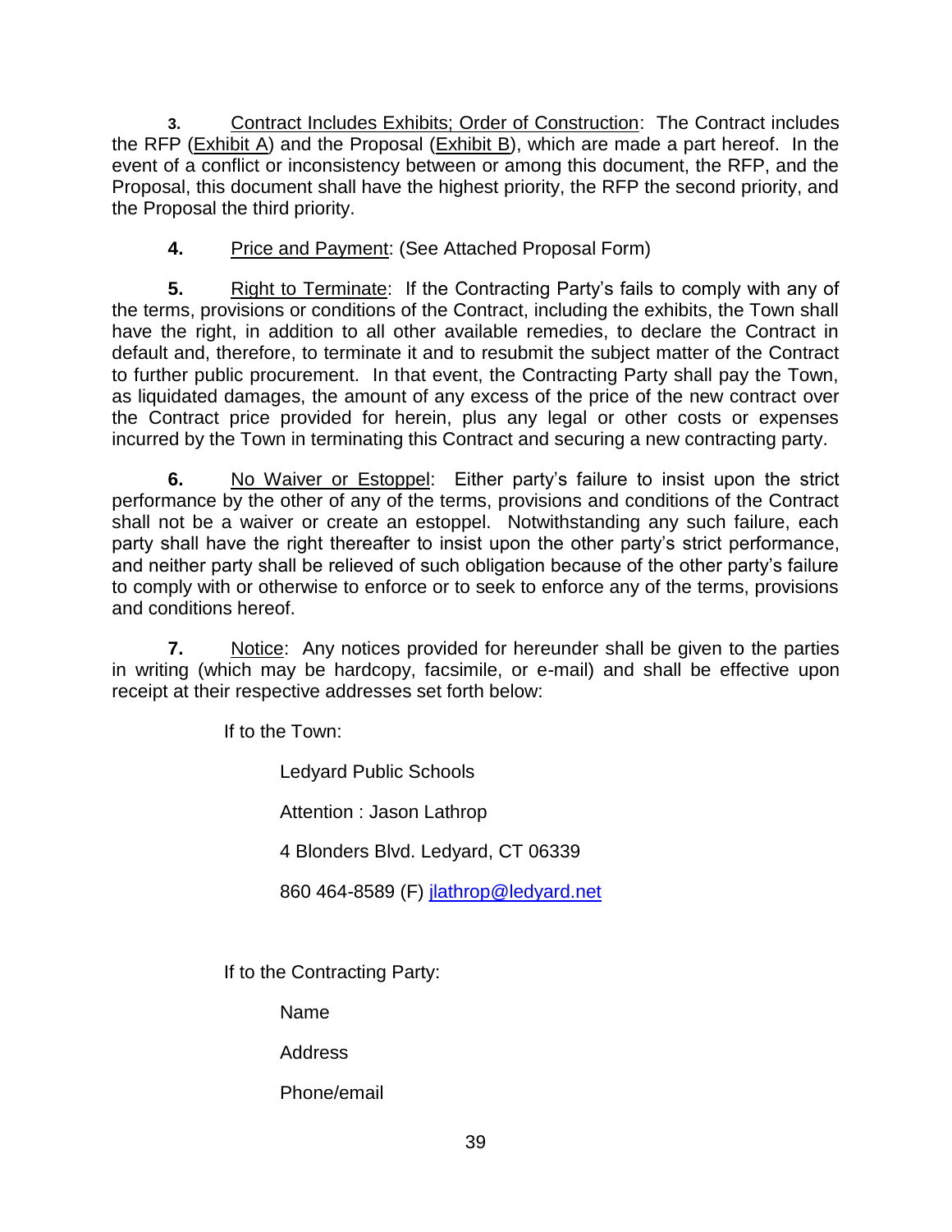**3.** Contract Includes Exhibits; Order of Construction: The Contract includes the RFP (Exhibit A) and the Proposal (Exhibit B), which are made a part hereof. In the event of a conflict or inconsistency between or among this document, the RFP, and the Proposal, this document shall have the highest priority, the RFP the second priority, and the Proposal the third priority.

**4.** Price and Payment: (See Attached Proposal Form)

**5.** Right to Terminate: If the Contracting Party's fails to comply with any of the terms, provisions or conditions of the Contract, including the exhibits, the Town shall have the right, in addition to all other available remedies, to declare the Contract in default and, therefore, to terminate it and to resubmit the subject matter of the Contract to further public procurement. In that event, the Contracting Party shall pay the Town, as liquidated damages, the amount of any excess of the price of the new contract over the Contract price provided for herein, plus any legal or other costs or expenses incurred by the Town in terminating this Contract and securing a new contracting party.

**6.** No Waiver or Estoppel: Either party's failure to insist upon the strict performance by the other of any of the terms, provisions and conditions of the Contract shall not be a waiver or create an estoppel. Notwithstanding any such failure, each party shall have the right thereafter to insist upon the other party's strict performance, and neither party shall be relieved of such obligation because of the other party's failure to comply with or otherwise to enforce or to seek to enforce any of the terms, provisions and conditions hereof.

**7.** Notice: Any notices provided for hereunder shall be given to the parties in writing (which may be hardcopy, facsimile, or e-mail) and shall be effective upon receipt at their respective addresses set forth below:

If to the Town:

Ledyard Public Schools

Attention : Jason Lathrop

4 Blonders Blvd. Ledyard, CT 06339

860 464-8589 (F) jlathrop@ledyard.net

If to the Contracting Party:

Name

Address

Phone/email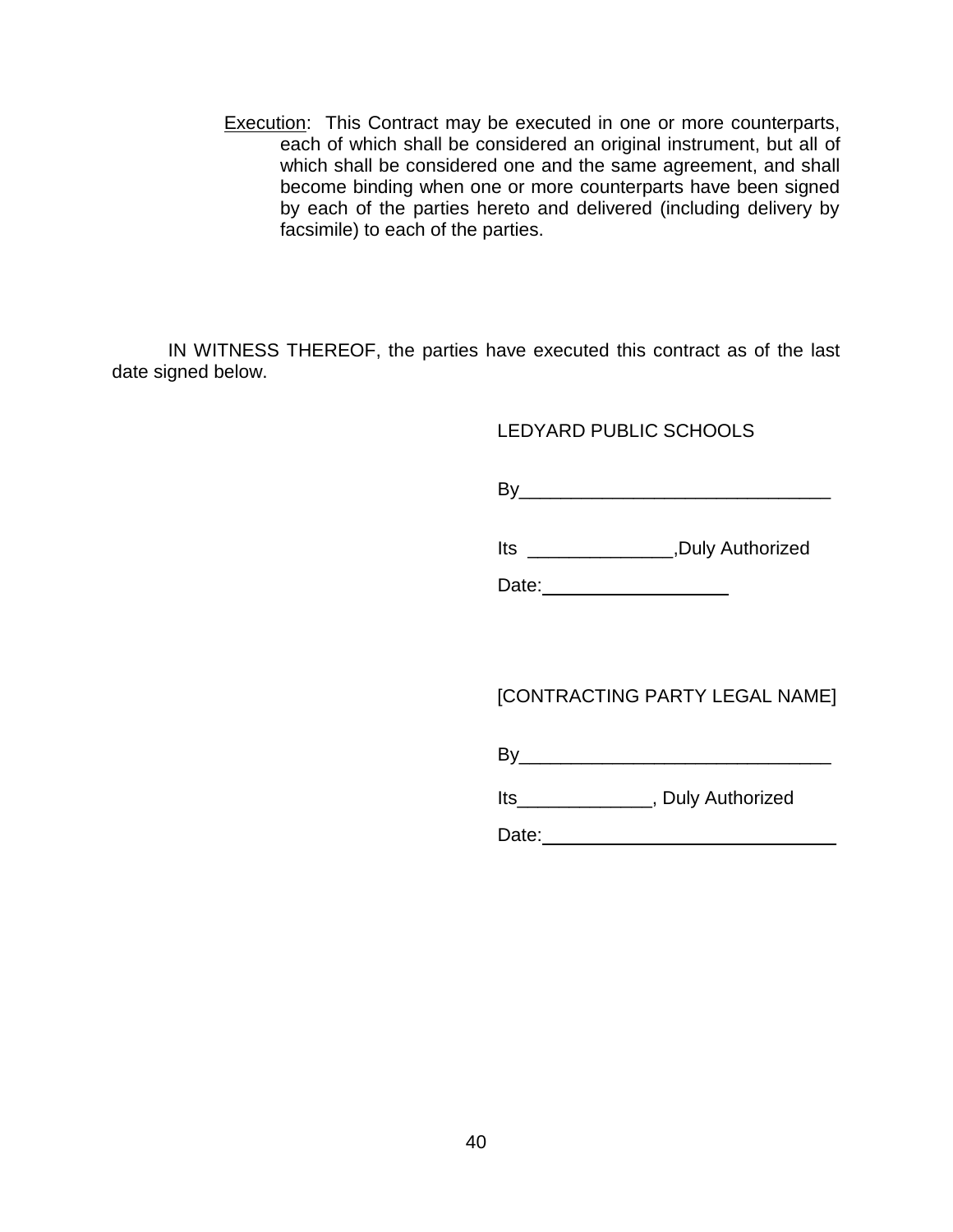Execution: This Contract may be executed in one or more counterparts, each of which shall be considered an original instrument, but all of which shall be considered one and the same agreement, and shall become binding when one or more counterparts have been signed by each of the parties hereto and delivered (including delivery by facsimile) to each of the parties.

IN WITNESS THEREOF, the parties have executed this contract as of the last date signed below.

LEDYARD PUBLIC SCHOOLS

By______________________________

Its ______________,Duly Authorized

Date:__________________

[CONTRACTING PARTY LEGAL NAME]

By______________________________

Its_____________, Duly Authorized

Date:____________________________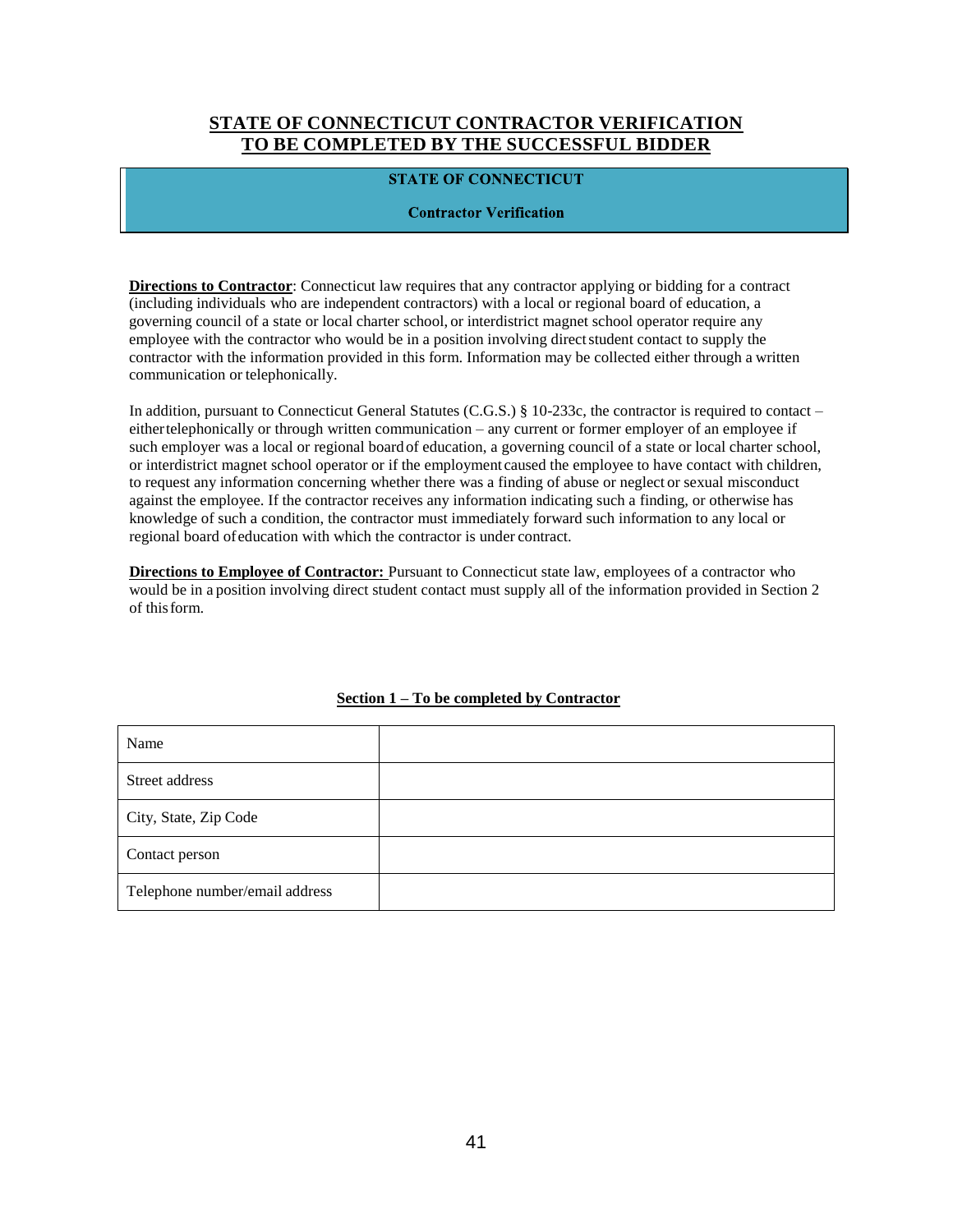## STATE OF CONNECTICUT CONTRACTOR VERIFICATION TO BE COMPLETED BY THE SUCCESSFUL BIDDER

**STATE OF CONNECTICUT**

**Contractor Verification**

**Directions to Contractor**: Connecticut law requires that any contractor applying or bidding for a contract (including individuals who are independent contractors) with a local or regional board of education, a governing council of a state or local charter school, or interdistrict magnet school operator require any employee with the contractor who would be in a position involving direct student contact to supply the contractor with the information provided in this form. Information may be collected either through a written communication or telephonically.

In addition, pursuant to Connecticut General Statutes (C.G.S.) § 10-233c, the contractor is required to contact – either telephonically or through written communication – any current or former employer of an employee if such employer was a local or regional board of education, a governing council of a state or local charter school, or interdistrict magnet school operator or if the employment caused the employee to have contact with children, to request any information concerning whether there was a finding of abuse or neglect or sexual misconduct against the employee. If the contractor receives any information indicating such a finding, or otherwise has knowledge of such a condition, the contractor must immediately forward such information to any local or regional board of education with which the contractor is under contract.

**Directions to Employee of Contractor:** Pursuant to Connecticut state law, employees of a contractor who would be in a position involving direct student contact must supply all of the information provided in Section 2 of this form.

**Section 1 – To be completed by Contractor**

| | |
|---|---|
| Name | |
| Street address | |
| City, State, Zip Code | |
| Contact person | |
| Telephone number/email address | |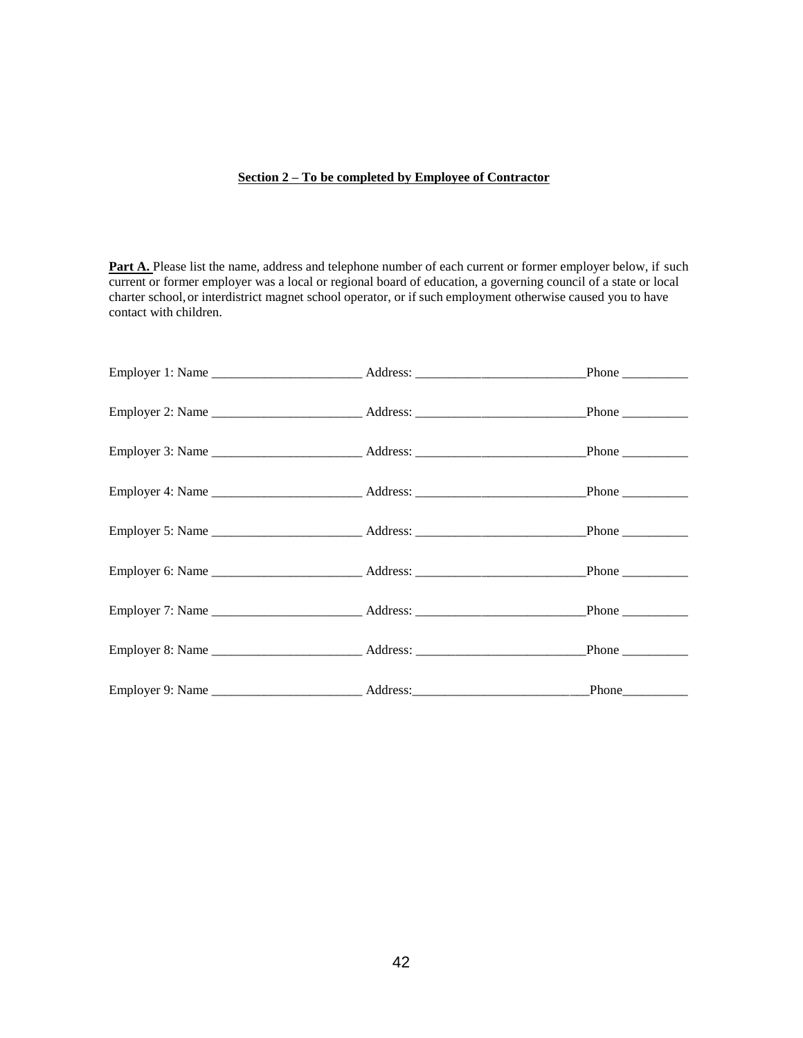**Section 2 – To be completed by Employee of Contractor**

**Part A.** Please list the name, address and telephone number of each current or former employer below, if such current or former employer was a local or regional board of education, a governing council of a state or local charter school, or interdistrict magnet school operator, or if such employment otherwise caused you to have contact with children.

Employer 1: Name _______________________ Address: __________________________Phone __________

Employer 2: Name _______________________ Address: __________________________Phone __________

Employer 3: Name _______________________ Address: __________________________Phone __________

Employer 4: Name _______________________ Address: __________________________Phone __________

Employer 5: Name _______________________ Address: __________________________Phone __________

Employer 6: Name _______________________ Address: __________________________Phone __________

Employer 7: Name _______________________ Address: __________________________Phone __________

Employer 8: Name _______________________ Address: __________________________Phone __________

Employer 9: Name _______________________ Address:___________________________Phone__________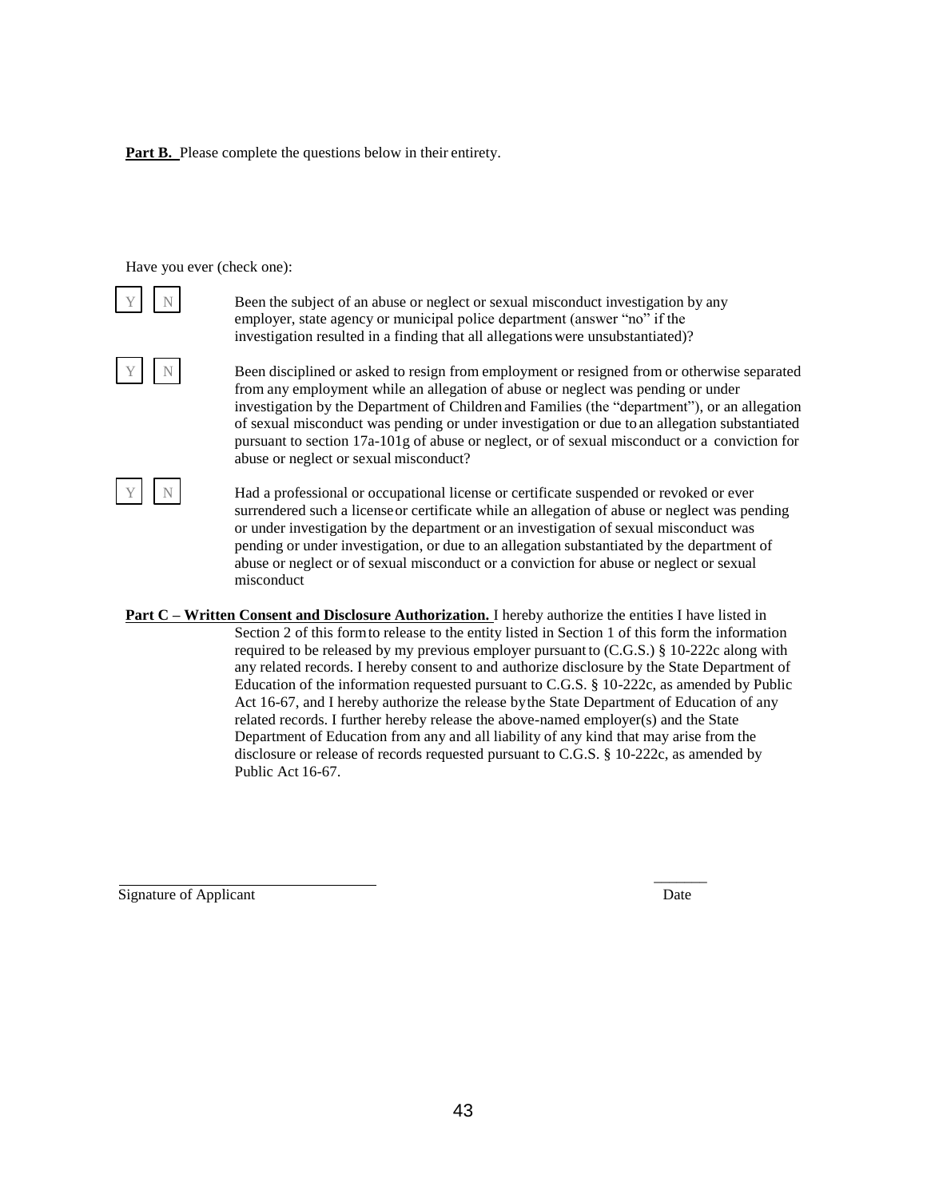**Part B.** Please complete the questions below in their entirety.

Have you ever (check one):

Y N Been the subject of an abuse or neglect or sexual misconduct investigation by any employer, state agency or municipal police department (answer "no" if the investigation resulted in a finding that all allegations were unsubstantiated)?

Y N Been disciplined or asked to resign from employment or resigned from or otherwise separated from any employment while an allegation of abuse or neglect was pending or under investigation by the Department of Children and Families (the "department"), or an allegation of sexual misconduct was pending or under investigation or due to an allegation substantiated pursuant to section 17a-101g of abuse or neglect, or of sexual misconduct or a conviction for abuse or neglect or sexual misconduct?

Y N Had a professional or occupational license or certificate suspended or revoked or ever surrendered such a license or certificate while an allegation of abuse or neglect was pending or under investigation by the department or an investigation of sexual misconduct was pending or under investigation, or due to an allegation substantiated by the department of abuse or neglect or of sexual misconduct or a conviction for abuse or neglect or sexual misconduct

**Part C – Written Consent and Disclosure Authorization.** I hereby authorize the entities I have listed in Section 2 of this form to release to the entity listed in Section 1 of this form the information required to be released by my previous employer pursuant to (C.G.S.) § 10-222c along with any related records. I hereby consent to and authorize disclosure by the State Department of Education of the information requested pursuant to C.G.S. § 10-222c, as amended by Public Act 16-67, and I hereby authorize the release by the State Department of Education of any related records. I further hereby release the above-named employer(s) and the State Department of Education from any and all liability of any kind that may arise from the disclosure or release of records requested pursuant to C.G.S. § 10-222c, as amended by Public Act 16-67.

\_\_\_\_\_\_\_\_\_\_\_\_\_\_\_\_\_\_\_\_\_\_\_\_\_\_\_\_\_\_\_\_ \_\_\_\_\_\_\_

Signature of Applicant Date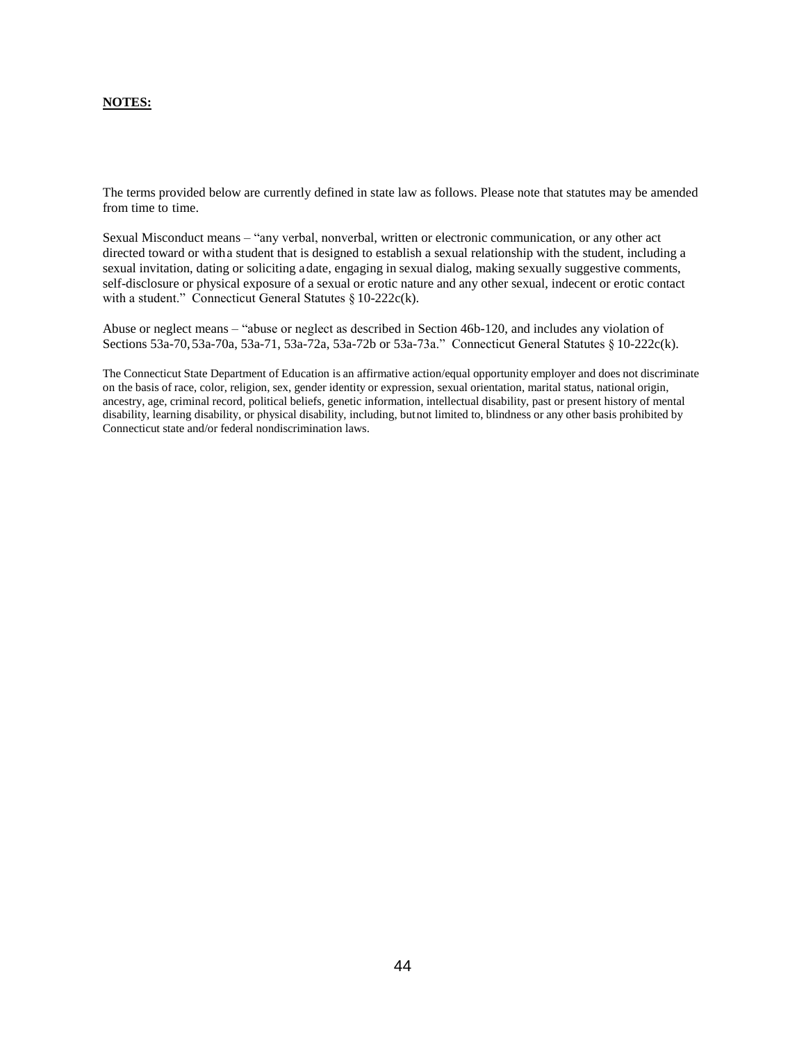**NOTES:**

The terms provided below are currently defined in state law as follows. Please note that statutes may be amended from time to time.

Sexual Misconduct means – "any verbal, nonverbal, written or electronic communication, or any other act directed toward or with a student that is designed to establish a sexual relationship with the student, including a sexual invitation, dating or soliciting a date, engaging in sexual dialog, making sexually suggestive comments, self-disclosure or physical exposure of a sexual or erotic nature and any other sexual, indecent or erotic contact with a student." Connecticut General Statutes § 10-222c(k).

Abuse or neglect means – "abuse or neglect as described in Section 46b-120, and includes any violation of Sections 53a-70, 53a-70a, 53a-71, 53a-72a, 53a-72b or 53a-73a." Connecticut General Statutes § 10-222c(k).

The Connecticut State Department of Education is an affirmative action/equal opportunity employer and does not discriminate on the basis of race, color, religion, sex, gender identity or expression, sexual orientation, marital status, national origin, ancestry, age, criminal record, political beliefs, genetic information, intellectual disability, past or present history of mental disability, learning disability, or physical disability, including, but not limited to, blindness or any other basis prohibited by Connecticut state and/or federal nondiscrimination laws.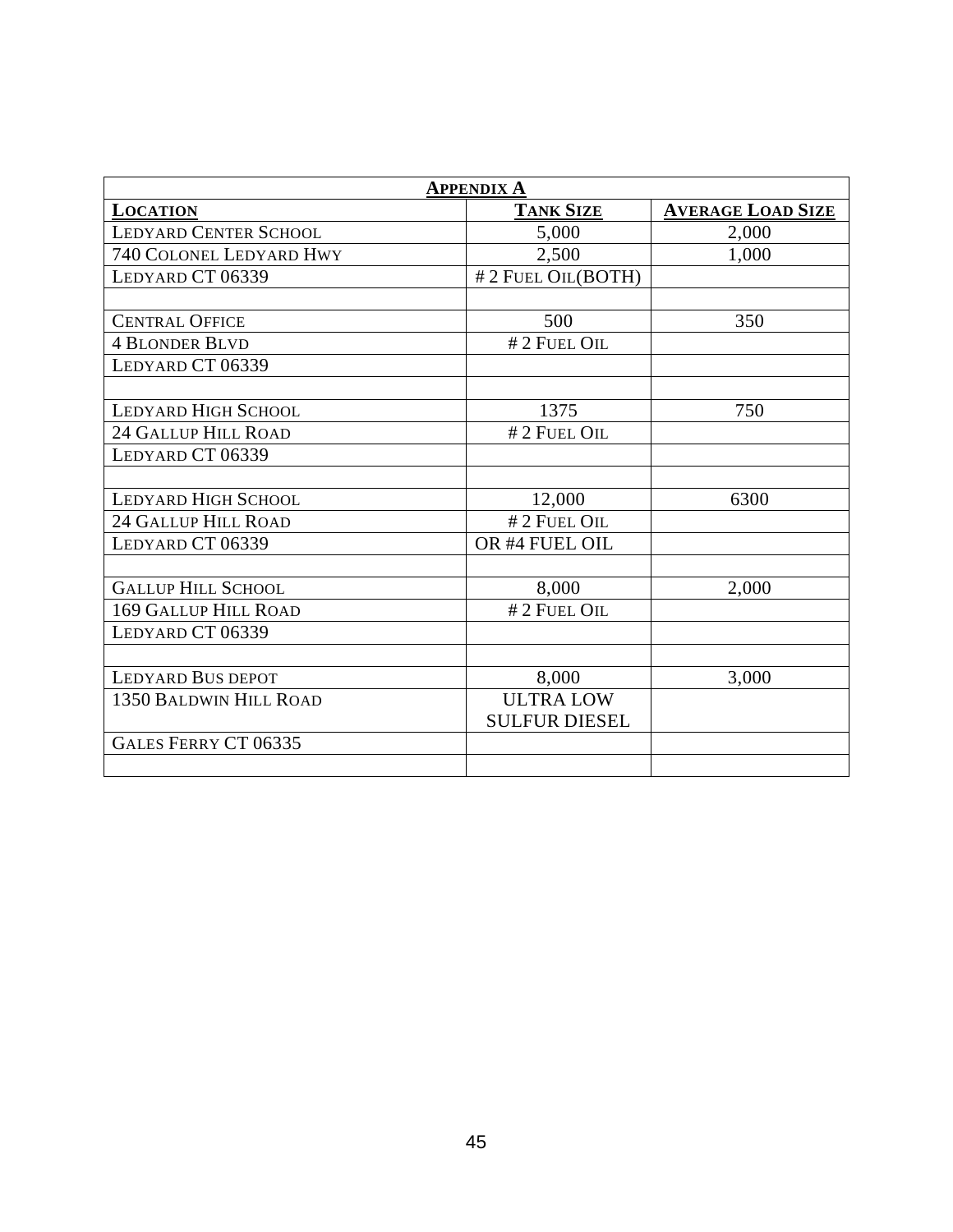| Appendix A | | |
|---|---|---|
| **Location** | **Tank Size** | **Average Load Size** |
| Ledyard Center School | 5,000 | 2,000 |
| 740 Colonel Ledyard Hwy | 2,500 | 1,000 |
| Ledyard CT 06339 | # 2 Fuel Oil(BOTH) | |
| | | |
| Central Office | 500 | 350 |
| 4 Blonder Blvd | # 2 Fuel Oil | |
| Ledyard CT 06339 | | |
| | | |
| Ledyard High School | 1375 | 750 |
| 24 Gallup Hill Road | # 2 Fuel Oil | |
| Ledyard CT 06339 | | |
| | | |
| Ledyard High School | 12,000 | 6300 |
| 24 Gallup Hill Road | # 2 Fuel Oil | |
| Ledyard CT 06339 | OR #4 FUEL OIL | |
| | | |
| Gallup Hill School | 8,000 | 2,000 |
| 169 Gallup Hill Road | # 2 Fuel Oil | |
| Ledyard CT 06339 | | |
| | | |
| Ledyard Bus depot | 8,000 | 3,000 |
| 1350 Baldwin Hill Road | ULTRA LOW SULFUR DIESEL | |
| Gales Ferry CT 06335 | | |
| | | |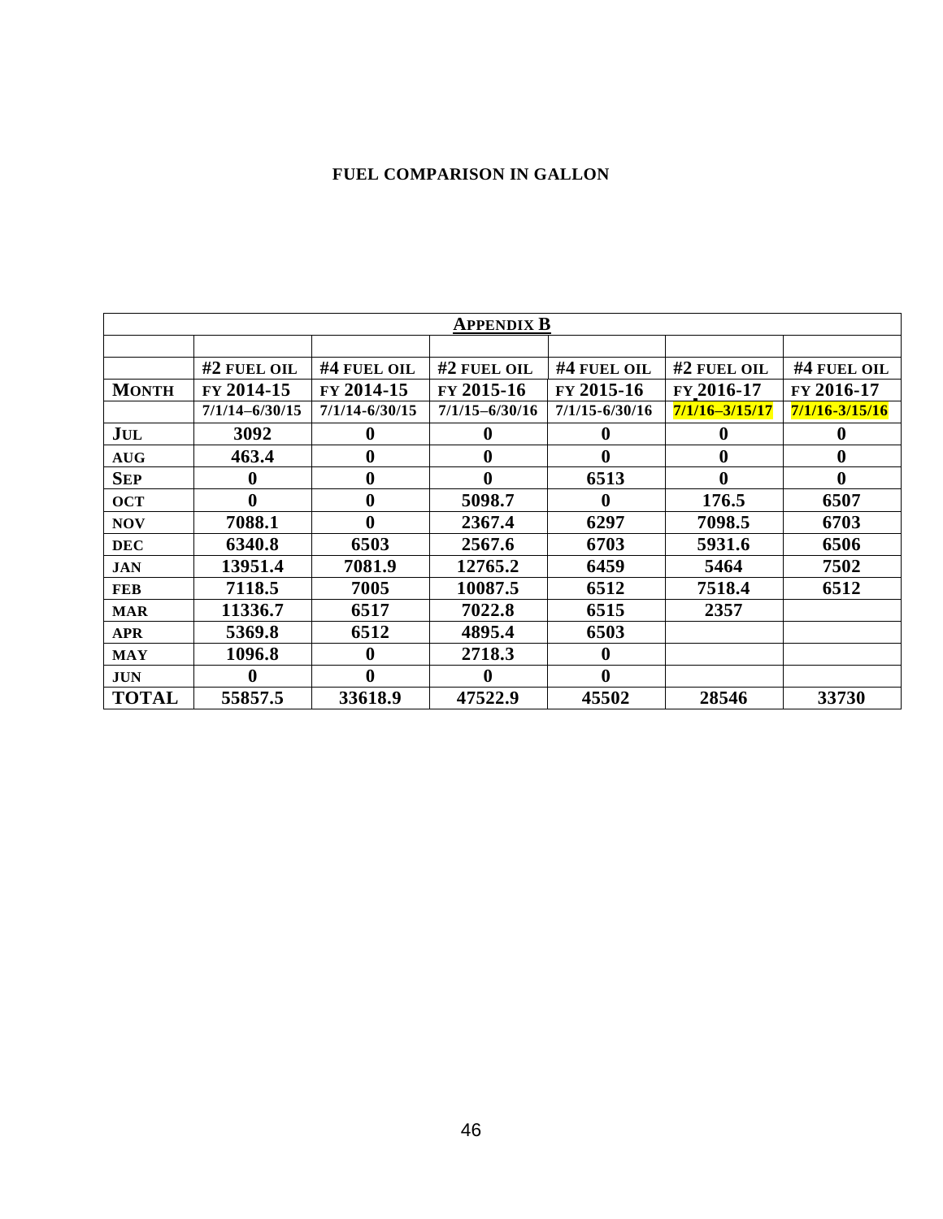**FUEL COMPARISON IN GALLON**

| **APPENDIX B** | | | | | | |
|---|---|---|---|---|---|---|
| | | | | | | |
| | #2 FUEL OIL | #4 FUEL OIL | #2 FUEL OIL | #4 FUEL OIL | #2 FUEL OIL | #4 FUEL OIL |
| **MONTH** | FY 2014-15 | FY 2014-15 | FY 2015-16 | FY 2015-16 | FY 2016-17 | FY 2016-17 |
| | 7/1/14–6/30/15 | 7/1/14-6/30/15 | 7/1/15–6/30/16 | 7/1/15-6/30/16 | 7/1/16–3/15/17 | 7/1/16-3/15/16 |
| **JUL** | 3092 | 0 | 0 | 0 | 0 | 0 |
| **AUG** | 463.4 | 0 | 0 | 0 | 0 | 0 |
| **SEP** | 0 | 0 | 0 | 6513 | 0 | 0 |
| **OCT** | 0 | 0 | 5098.7 | 0 | 176.5 | 6507 |
| **NOV** | 7088.1 | 0 | 2367.4 | 6297 | 7098.5 | 6703 |
| **DEC** | 6340.8 | 6503 | 2567.6 | 6703 | 5931.6 | 6506 |
| **JAN** | 13951.4 | 7081.9 | 12765.2 | 6459 | 5464 | 7502 |
| **FEB** | 7118.5 | 7005 | 10087.5 | 6512 | 7518.4 | 6512 |
| **MAR** | 11336.7 | 6517 | 7022.8 | 6515 | 2357 | |
| **APR** | 5369.8 | 6512 | 4895.4 | 6503 | | |
| **MAY** | 1096.8 | 0 | 2718.3 | 0 | | |
| **JUN** | 0 | 0 | 0 | 0 | | |
| **TOTAL** | 55857.5 | 33618.9 | 47522.9 | 45502 | 28546 | 33730 |